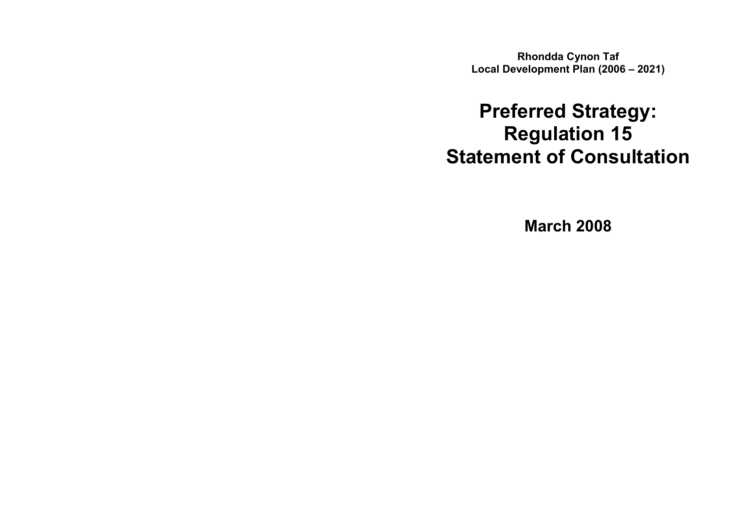**Rhondda Cynon Taf**
**Local Development Plan (2006 – 2021)**

# Preferred Strategy: Regulation 15 Statement of Consultation

**March 2008**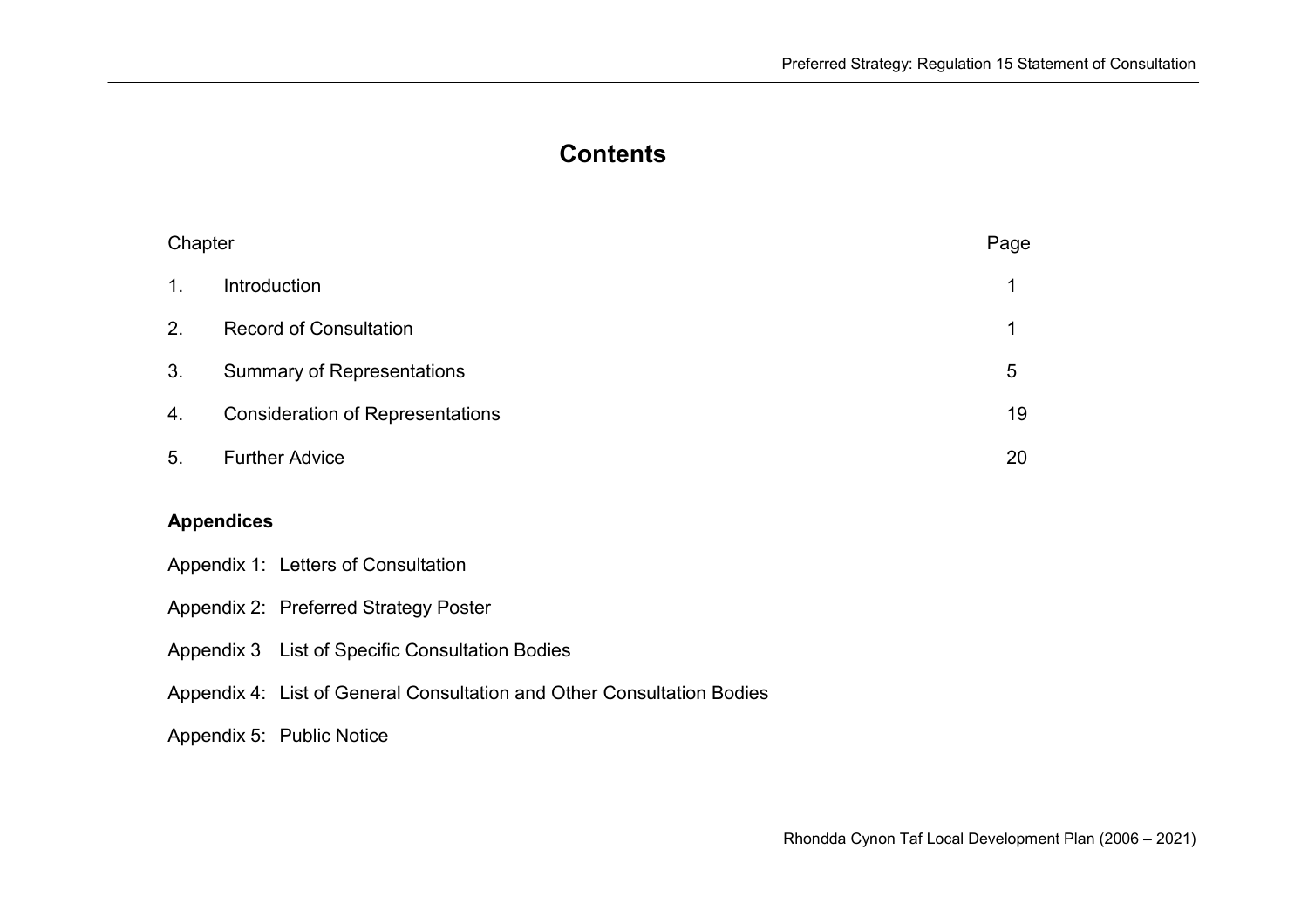# Contents

| Chapter | | Page |
|---|---|---|
| 1. | Introduction | 1 |
| 2. | Record of Consultation | 1 |
| 3. | Summary of Representations | 5 |
| 4. | Consideration of Representations | 19 |
| 5. | Further Advice | 20 |

**Appendices**

Appendix 1: Letters of Consultation

Appendix 2: Preferred Strategy Poster

Appendix 3 List of Specific Consultation Bodies

Appendix 4: List of General Consultation and Other Consultation Bodies

Appendix 5: Public Notice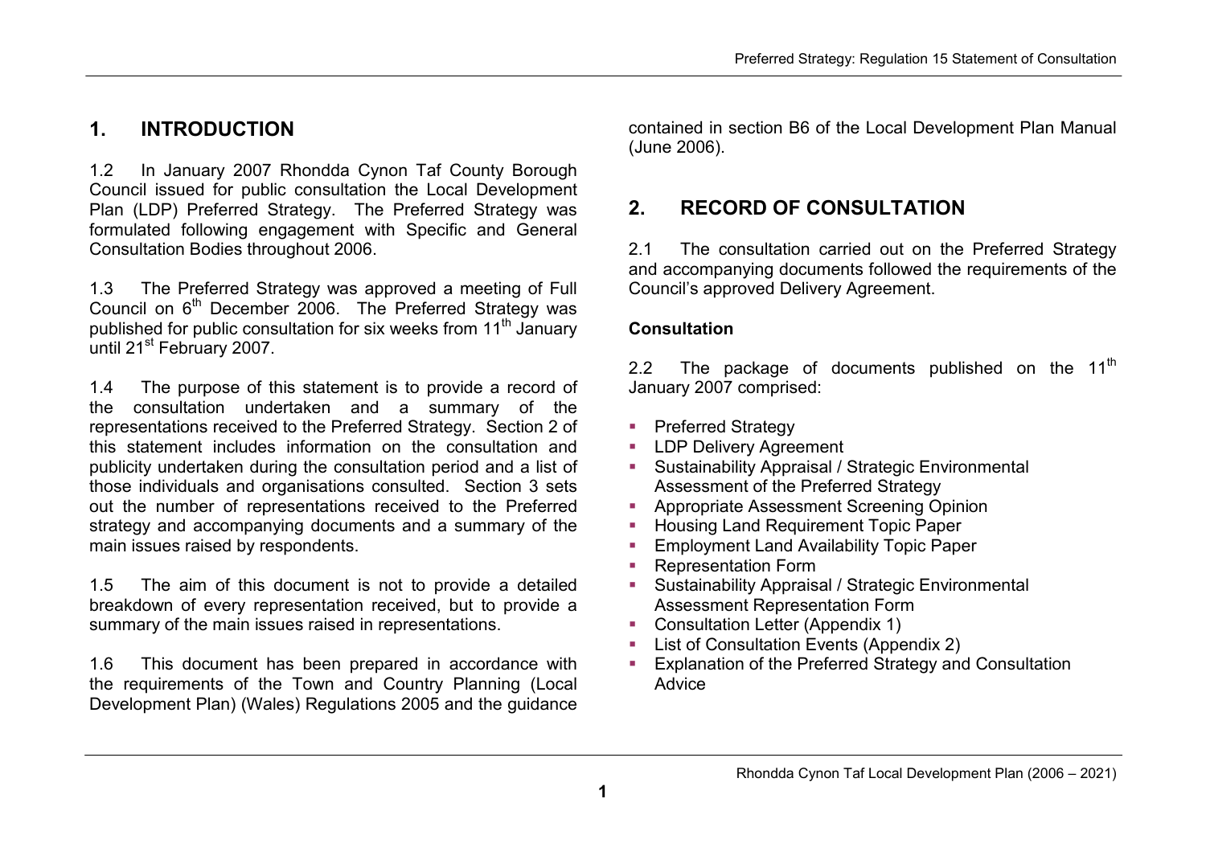## 1. INTRODUCTION

1.2 In January 2007 Rhondda Cynon Taf County Borough Council issued for public consultation the Local Development Plan (LDP) Preferred Strategy. The Preferred Strategy was formulated following engagement with Specific and General Consultation Bodies throughout 2006.

1.3 The Preferred Strategy was approved a meeting of Full Council on 6th December 2006. The Preferred Strategy was published for public consultation for six weeks from 11th January until 21st February 2007.

1.4 The purpose of this statement is to provide a record of the consultation undertaken and a summary of the representations received to the Preferred Strategy. Section 2 of this statement includes information on the consultation and publicity undertaken during the consultation period and a list of those individuals and organisations consulted. Section 3 sets out the number of representations received to the Preferred strategy and accompanying documents and a summary of the main issues raised by respondents.

1.5 The aim of this document is not to provide a detailed breakdown of every representation received, but to provide a summary of the main issues raised in representations.

1.6 This document has been prepared in accordance with the requirements of the Town and Country Planning (Local Development Plan) (Wales) Regulations 2005 and the guidance contained in section B6 of the Local Development Plan Manual (June 2006).

## 2. RECORD OF CONSULTATION

2.1 The consultation carried out on the Preferred Strategy and accompanying documents followed the requirements of the Council's approved Delivery Agreement.

**Consultation**

2.2 The package of documents published on the 11th January 2007 comprised:

- Preferred Strategy
- LDP Delivery Agreement
- Sustainability Appraisal / Strategic Environmental Assessment of the Preferred Strategy
- Appropriate Assessment Screening Opinion
- Housing Land Requirement Topic Paper
- Employment Land Availability Topic Paper
- Representation Form
- Sustainability Appraisal / Strategic Environmental Assessment Representation Form
- Consultation Letter (Appendix 1)
- List of Consultation Events (Appendix 2)
- Explanation of the Preferred Strategy and Consultation Advice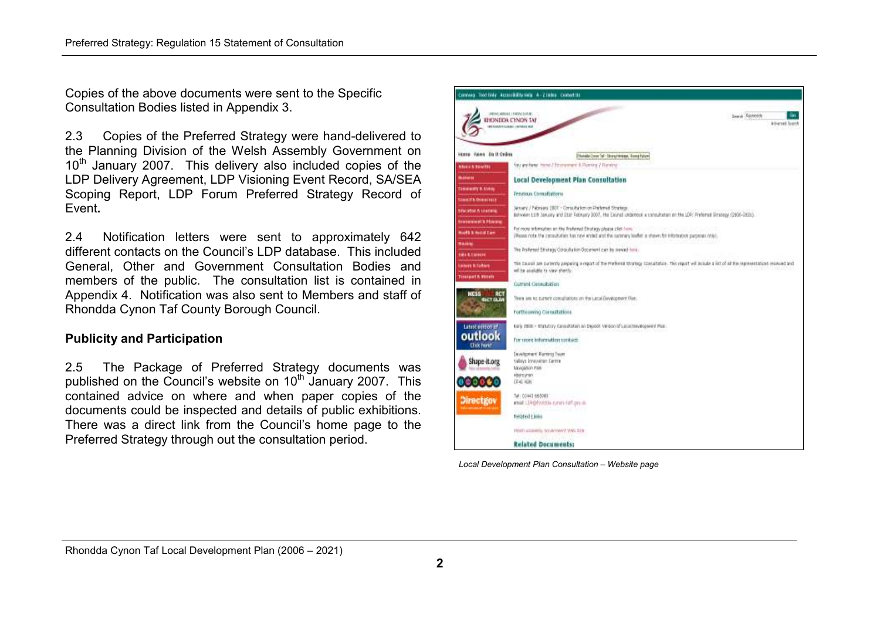Copies of the above documents were sent to the Specific Consultation Bodies listed in Appendix 3.

2.3 Copies of the Preferred Strategy were hand-delivered to the Planning Division of the Welsh Assembly Government on 10th January 2007. This delivery also included copies of the LDP Delivery Agreement, LDP Visioning Event Record, SA/SEA Scoping Report, LDP Forum Preferred Strategy Record of Event**.**

2.4 Notification letters were sent to approximately 642 different contacts on the Council's LDP database. This included General, Other and Government Consultation Bodies and members of the public. The consultation list is contained in Appendix 4. Notification was also sent to Members and staff of Rhondda Cynon Taf County Borough Council.

**Publicity and Participation**

2.5 The Package of Preferred Strategy documents was published on the Council's website on 10th January 2007. This contained advice on where and when paper copies of the documents could be inspected and details of public exhibitions. There was a direct link from the Council's home page to the Preferred Strategy through out the consultation period.

*Local Development Plan Consultation – Website page*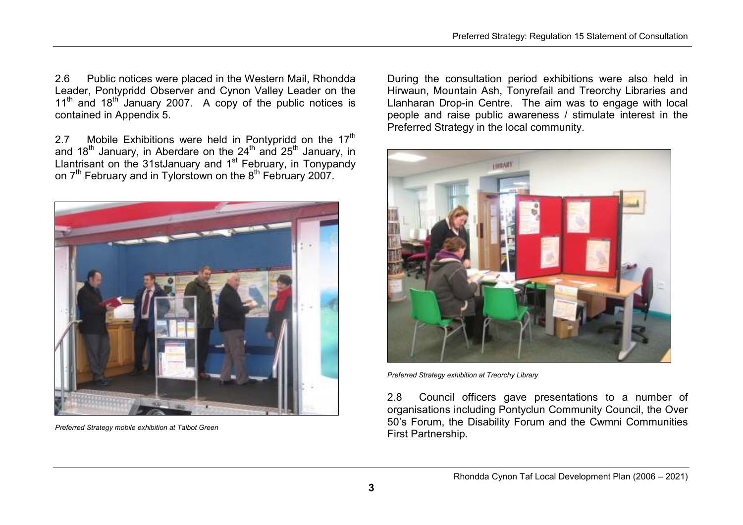2.6 Public notices were placed in the Western Mail, Rhondda Leader, Pontypridd Observer and Cynon Valley Leader on the 11th and 18th January 2007. A copy of the public notices is contained in Appendix 5.

2.7 Mobile Exhibitions were held in Pontypridd on the 17th and 18th January, in Aberdare on the 24th and 25th January, in Llantrisant on the 31stJanuary and 1st February, in Tonypandy on 7th February and in Tylorstown on the 8th February 2007.

*Preferred Strategy mobile exhibition at Talbot Green*

During the consultation period exhibitions were also held in Hirwaun, Mountain Ash, Tonyrefail and Treorchy Libraries and Llanharan Drop-in Centre. The aim was to engage with local people and raise public awareness / stimulate interest in the Preferred Strategy in the local community.

*Preferred Strategy exhibition at Treorchy Library*

2.8 Council officers gave presentations to a number of organisations including Pontyclun Community Council, the Over 50's Forum, the Disability Forum and the Cwmni Communities First Partnership.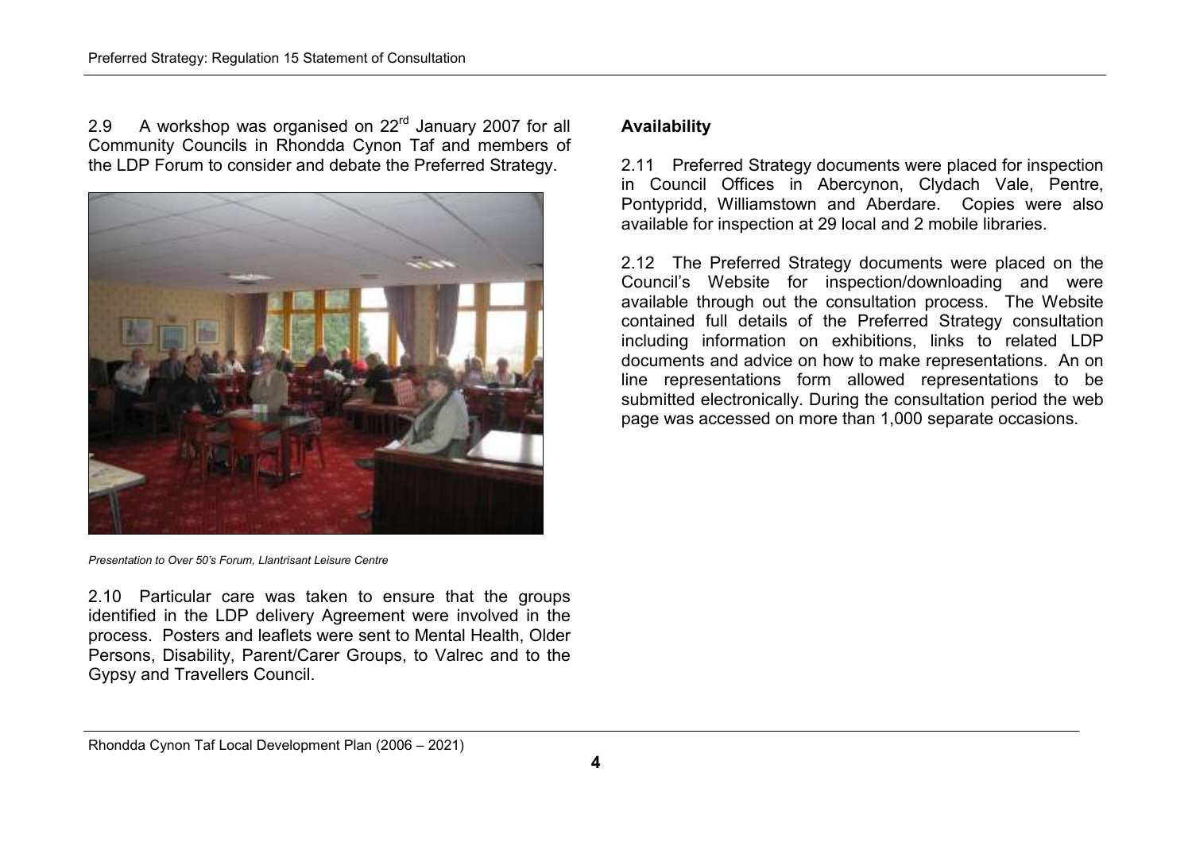2.9 A workshop was organised on 22nd January 2007 for all Community Councils in Rhondda Cynon Taf and members of the LDP Forum to consider and debate the Preferred Strategy.

*Presentation to Over 50's Forum, Llantrisant Leisure Centre*

2.10 Particular care was taken to ensure that the groups identified in the LDP delivery Agreement were involved in the process. Posters and leaflets were sent to Mental Health, Older Persons, Disability, Parent/Carer Groups, to Valrec and to the Gypsy and Travellers Council.

**Availability**

2.11 Preferred Strategy documents were placed for inspection in Council Offices in Abercynon, Clydach Vale, Pentre, Pontypridd, Williamstown and Aberdare. Copies were also available for inspection at 29 local and 2 mobile libraries.

2.12 The Preferred Strategy documents were placed on the Council's Website for inspection/downloading and were available through out the consultation process. The Website contained full details of the Preferred Strategy consultation including information on exhibitions, links to related LDP documents and advice on how to make representations. An on line representations form allowed representations to be submitted electronically. During the consultation period the web page was accessed on more than 1,000 separate occasions.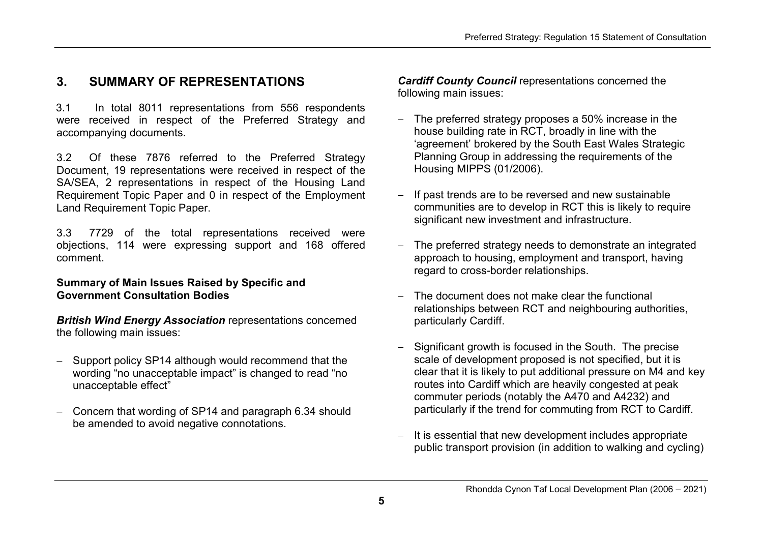## 3. SUMMARY OF REPRESENTATIONS

3.1 In total 8011 representations from 556 respondents were received in respect of the Preferred Strategy and accompanying documents.

3.2 Of these 7876 referred to the Preferred Strategy Document, 19 representations were received in respect of the SA/SEA, 2 representations in respect of the Housing Land Requirement Topic Paper and 0 in respect of the Employment Land Requirement Topic Paper.

3.3 7729 of the total representations received were objections, 114 were expressing support and 168 offered comment.

**Summary of Main Issues Raised by Specific and Government Consultation Bodies**

***British Wind Energy Association*** representations concerned the following main issues:

- Support policy SP14 although would recommend that the wording "no unacceptable impact" is changed to read "no unacceptable effect"
- Concern that wording of SP14 and paragraph 6.34 should be amended to avoid negative connotations.

***Cardiff County Council*** representations concerned the following main issues:

- The preferred strategy proposes a 50% increase in the house building rate in RCT, broadly in line with the 'agreement' brokered by the South East Wales Strategic Planning Group in addressing the requirements of the Housing MIPPS (01/2006).
- If past trends are to be reversed and new sustainable communities are to develop in RCT this is likely to require significant new investment and infrastructure.
- The preferred strategy needs to demonstrate an integrated approach to housing, employment and transport, having regard to cross-border relationships.
- The document does not make clear the functional relationships between RCT and neighbouring authorities, particularly Cardiff.
- Significant growth is focused in the South. The precise scale of development proposed is not specified, but it is clear that it is likely to put additional pressure on M4 and key routes into Cardiff which are heavily congested at peak commuter periods (notably the A470 and A4232) and particularly if the trend for commuting from RCT to Cardiff.
- It is essential that new development includes appropriate public transport provision (in addition to walking and cycling)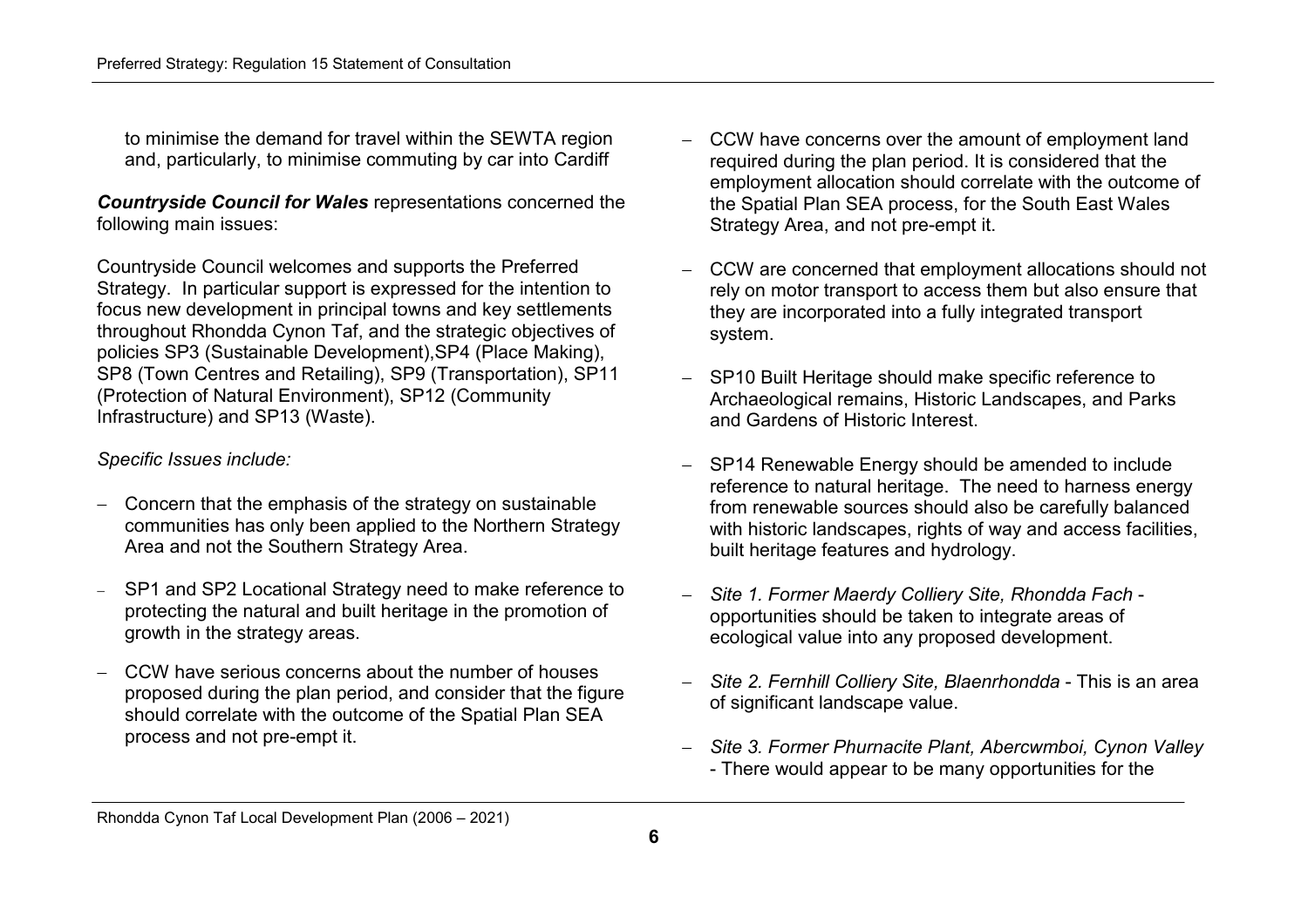to minimise the demand for travel within the SEWTA region and, particularly, to minimise commuting by car into Cardiff

***Countryside Council for Wales*** representations concerned the following main issues:

Countryside Council welcomes and supports the Preferred Strategy. In particular support is expressed for the intention to focus new development in principal towns and key settlements throughout Rhondda Cynon Taf, and the strategic objectives of policies SP3 (Sustainable Development),SP4 (Place Making), SP8 (Town Centres and Retailing), SP9 (Transportation), SP11 (Protection of Natural Environment), SP12 (Community Infrastructure) and SP13 (Waste).

*Specific Issues include:*

- Concern that the emphasis of the strategy on sustainable communities has only been applied to the Northern Strategy Area and not the Southern Strategy Area.
- SP1 and SP2 Locational Strategy need to make reference to protecting the natural and built heritage in the promotion of growth in the strategy areas.
- CCW have serious concerns about the number of houses proposed during the plan period, and consider that the figure should correlate with the outcome of the Spatial Plan SEA process and not pre-empt it.
- CCW have concerns over the amount of employment land required during the plan period. It is considered that the employment allocation should correlate with the outcome of the Spatial Plan SEA process, for the South East Wales Strategy Area, and not pre-empt it.
- CCW are concerned that employment allocations should not rely on motor transport to access them but also ensure that they are incorporated into a fully integrated transport system.
- SP10 Built Heritage should make specific reference to Archaeological remains, Historic Landscapes, and Parks and Gardens of Historic Interest.
- SP14 Renewable Energy should be amended to include reference to natural heritage. The need to harness energy from renewable sources should also be carefully balanced with historic landscapes, rights of way and access facilities, built heritage features and hydrology.
- *Site 1. Former Maerdy Colliery Site, Rhondda Fach* - opportunities should be taken to integrate areas of ecological value into any proposed development.
- *Site 2. Fernhill Colliery Site, Blaenrhondda* - This is an area of significant landscape value.
- *Site 3. Former Phurnacite Plant, Abercwmboi, Cynon Valley* - There would appear to be many opportunities for the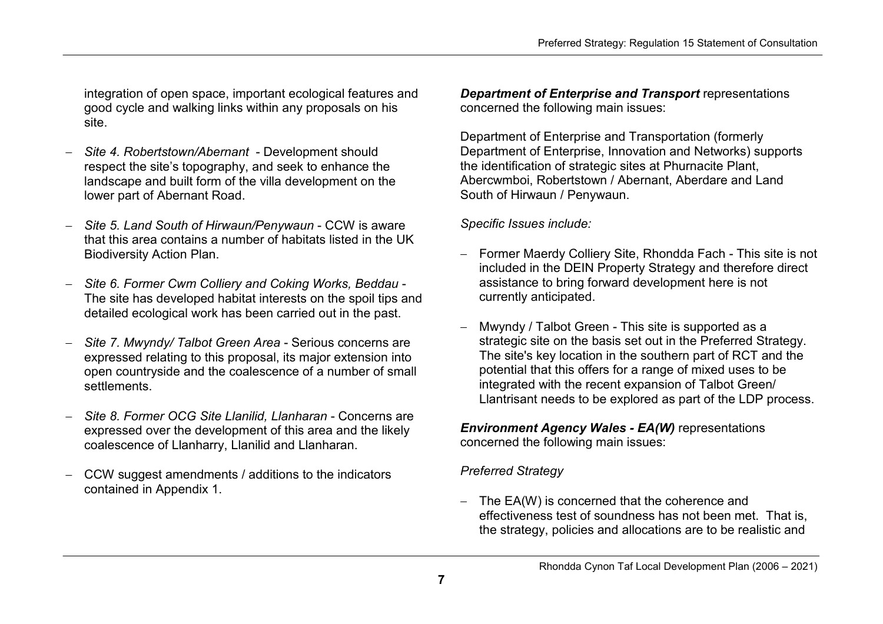integration of open space, important ecological features and good cycle and walking links within any proposals on his site.

- *Site 4. Robertstown/Abernant* - Development should respect the site's topography, and seek to enhance the landscape and built form of the villa development on the lower part of Abernant Road.

- *Site 5. Land South of Hirwaun/Penywaun* - CCW is aware that this area contains a number of habitats listed in the UK Biodiversity Action Plan.

- *Site 6. Former Cwm Colliery and Coking Works, Beddau* - The site has developed habitat interests on the spoil tips and detailed ecological work has been carried out in the past.

- *Site 7. Mwyndy/ Talbot Green Area* - Serious concerns are expressed relating to this proposal, its major extension into open countryside and the coalescence of a number of small settlements.

- *Site 8. Former OCG Site Llanilid, Llanharan* - Concerns are expressed over the development of this area and the likely coalescence of Llanharry, Llanilid and Llanharan.

- CCW suggest amendments / additions to the indicators contained in Appendix 1.

***Department of Enterprise and Transport*** representations concerned the following main issues:

Department of Enterprise and Transportation (formerly Department of Enterprise, Innovation and Networks) supports the identification of strategic sites at Phurnacite Plant, Abercwmboi, Robertstown / Abernant, Aberdare and Land South of Hirwaun / Penywaun.

*Specific Issues include:*

- Former Maerdy Colliery Site, Rhondda Fach - This site is not included in the DEIN Property Strategy and therefore direct assistance to bring forward development here is not currently anticipated.

- Mwyndy / Talbot Green - This site is supported as a strategic site on the basis set out in the Preferred Strategy. The site's key location in the southern part of RCT and the potential that this offers for a range of mixed uses to be integrated with the recent expansion of Talbot Green/ Llantrisant needs to be explored as part of the LDP process.

***Environment Agency Wales - EA(W)*** representations concerned the following main issues:

*Preferred Strategy*

- The EA(W) is concerned that the coherence and effectiveness test of soundness has not been met. That is, the strategy, policies and allocations are to be realistic and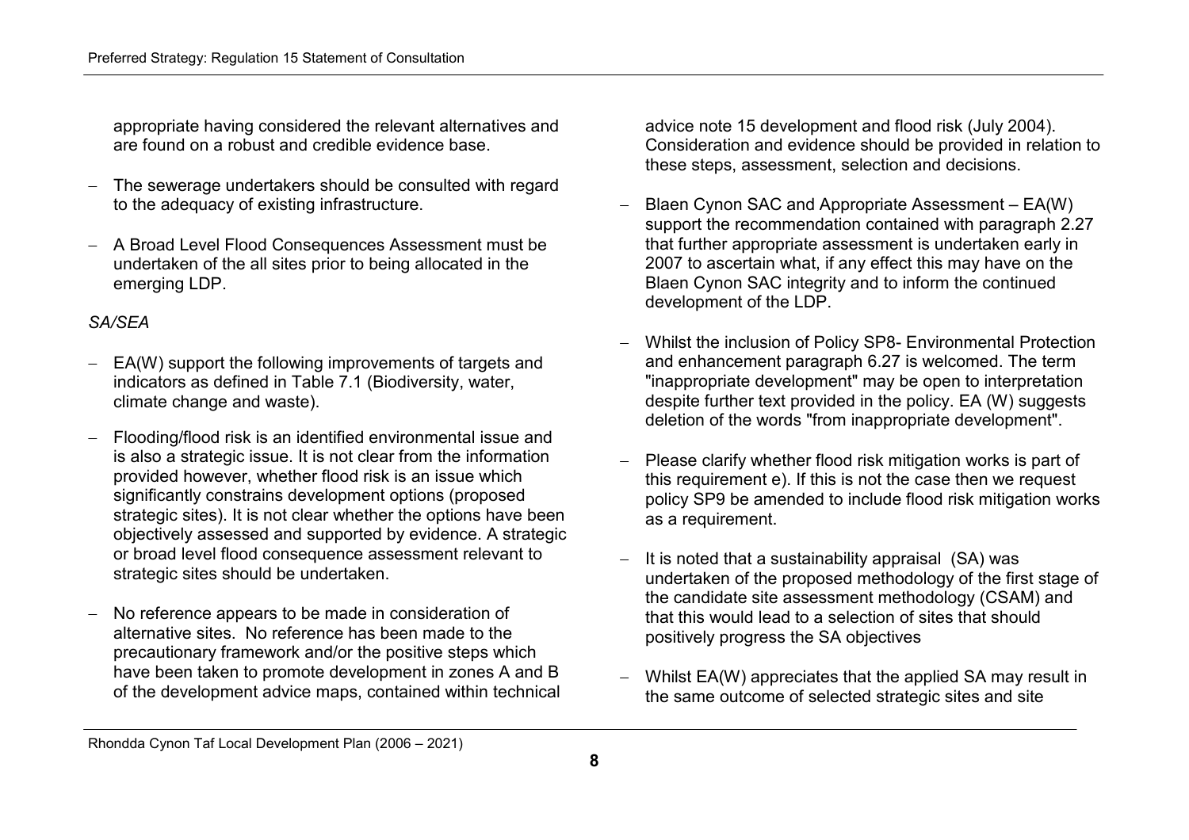appropriate having considered the relevant alternatives and are found on a robust and credible evidence base.

- The sewerage undertakers should be consulted with regard to the adequacy of existing infrastructure.
- A Broad Level Flood Consequences Assessment must be undertaken of the all sites prior to being allocated in the emerging LDP.

*SA/SEA*

- EA(W) support the following improvements of targets and indicators as defined in Table 7.1 (Biodiversity, water, climate change and waste).
- Flooding/flood risk is an identified environmental issue and is also a strategic issue. It is not clear from the information provided however, whether flood risk is an issue which significantly constrains development options (proposed strategic sites). It is not clear whether the options have been objectively assessed and supported by evidence. A strategic or broad level flood consequence assessment relevant to strategic sites should be undertaken.
- No reference appears to be made in consideration of alternative sites. No reference has been made to the precautionary framework and/or the positive steps which have been taken to promote development in zones A and B of the development advice maps, contained within technical advice note 15 development and flood risk (July 2004). Consideration and evidence should be provided in relation to these steps, assessment, selection and decisions.
- Blaen Cynon SAC and Appropriate Assessment – EA(W) support the recommendation contained with paragraph 2.27 that further appropriate assessment is undertaken early in 2007 to ascertain what, if any effect this may have on the Blaen Cynon SAC integrity and to inform the continued development of the LDP.
- Whilst the inclusion of Policy SP8- Environmental Protection and enhancement paragraph 6.27 is welcomed. The term "inappropriate development" may be open to interpretation despite further text provided in the policy. EA (W) suggests deletion of the words "from inappropriate development".
- Please clarify whether flood risk mitigation works is part of this requirement e). If this is not the case then we request policy SP9 be amended to include flood risk mitigation works as a requirement.
- It is noted that a sustainability appraisal (SA) was undertaken of the proposed methodology of the first stage of the candidate site assessment methodology (CSAM) and that this would lead to a selection of sites that should positively progress the SA objectives
- Whilst EA(W) appreciates that the applied SA may result in the same outcome of selected strategic sites and site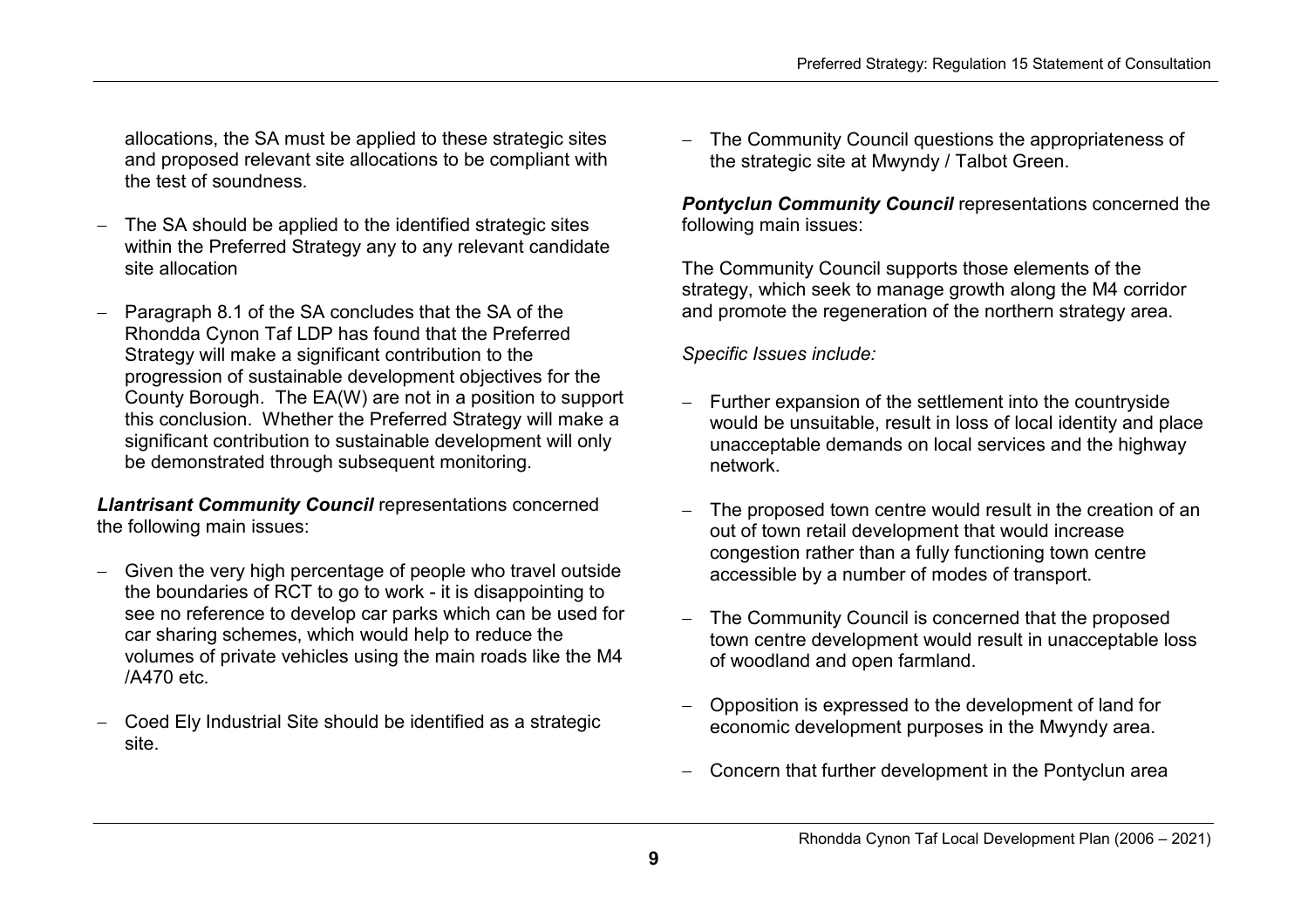allocations, the SA must be applied to these strategic sites and proposed relevant site allocations to be compliant with the test of soundness.

- The SA should be applied to the identified strategic sites within the Preferred Strategy any to any relevant candidate site allocation

- Paragraph 8.1 of the SA concludes that the SA of the Rhondda Cynon Taf LDP has found that the Preferred Strategy will make a significant contribution to the progression of sustainable development objectives for the County Borough. The EA(W) are not in a position to support this conclusion. Whether the Preferred Strategy will make a significant contribution to sustainable development will only be demonstrated through subsequent monitoring.

***Llantrisant Community Council*** representations concerned the following main issues:

- Given the very high percentage of people who travel outside the boundaries of RCT to go to work - it is disappointing to see no reference to develop car parks which can be used for car sharing schemes, which would help to reduce the volumes of private vehicles using the main roads like the M4 /A470 etc.

- Coed Ely Industrial Site should be identified as a strategic site.

- The Community Council questions the appropriateness of the strategic site at Mwyndy / Talbot Green.

***Pontyclun Community Council*** representations concerned the following main issues:

The Community Council supports those elements of the strategy, which seek to manage growth along the M4 corridor and promote the regeneration of the northern strategy area.

*Specific Issues include:*

- Further expansion of the settlement into the countryside would be unsuitable, result in loss of local identity and place unacceptable demands on local services and the highway network.

- The proposed town centre would result in the creation of an out of town retail development that would increase congestion rather than a fully functioning town centre accessible by a number of modes of transport.

- The Community Council is concerned that the proposed town centre development would result in unacceptable loss of woodland and open farmland.

- Opposition is expressed to the development of land for economic development purposes in the Mwyndy area.

- Concern that further development in the Pontyclun area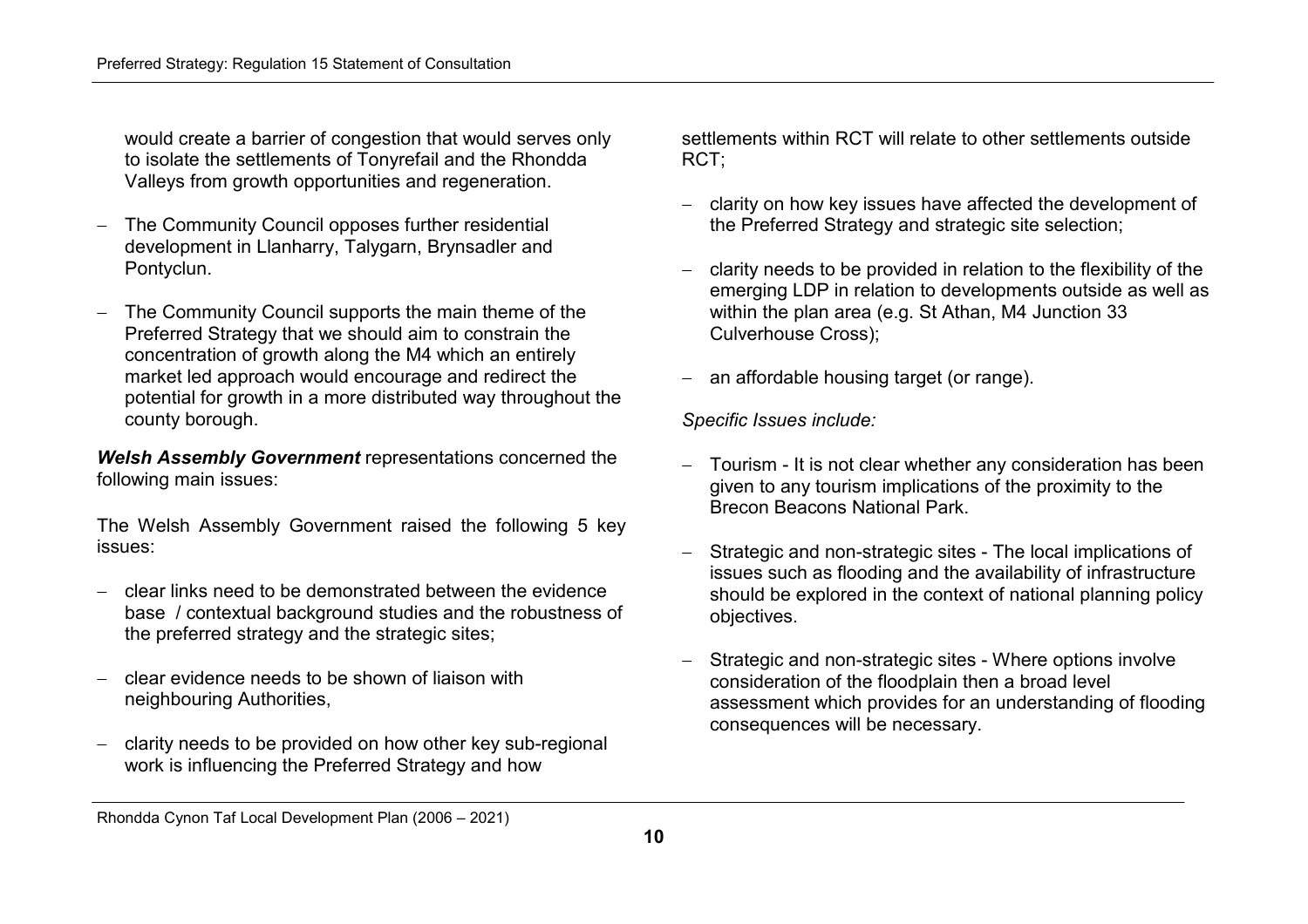would create a barrier of congestion that would serves only to isolate the settlements of Tonyrefail and the Rhondda Valleys from growth opportunities and regeneration.

- The Community Council opposes further residential development in Llanharry, Talygarn, Brynsadler and Pontyclun.
- The Community Council supports the main theme of the Preferred Strategy that we should aim to constrain the concentration of growth along the M4 which an entirely market led approach would encourage and redirect the potential for growth in a more distributed way throughout the county borough.

***Welsh Assembly Government*** representations concerned the following main issues:

The Welsh Assembly Government raised the following 5 key issues:

- clear links need to be demonstrated between the evidence base / contextual background studies and the robustness of the preferred strategy and the strategic sites;
- clear evidence needs to be shown of liaison with neighbouring Authorities,
- clarity needs to be provided on how other key sub-regional work is influencing the Preferred Strategy and how settlements within RCT will relate to other settlements outside RCT;
- clarity on how key issues have affected the development of the Preferred Strategy and strategic site selection;
- clarity needs to be provided in relation to the flexibility of the emerging LDP in relation to developments outside as well as within the plan area (e.g. St Athan, M4 Junction 33 Culverhouse Cross);
- an affordable housing target (or range).

*Specific Issues include:*

- Tourism - It is not clear whether any consideration has been given to any tourism implications of the proximity to the Brecon Beacons National Park.
- Strategic and non-strategic sites - The local implications of issues such as flooding and the availability of infrastructure should be explored in the context of national planning policy objectives.
- Strategic and non-strategic sites - Where options involve consideration of the floodplain then a broad level assessment which provides for an understanding of flooding consequences will be necessary.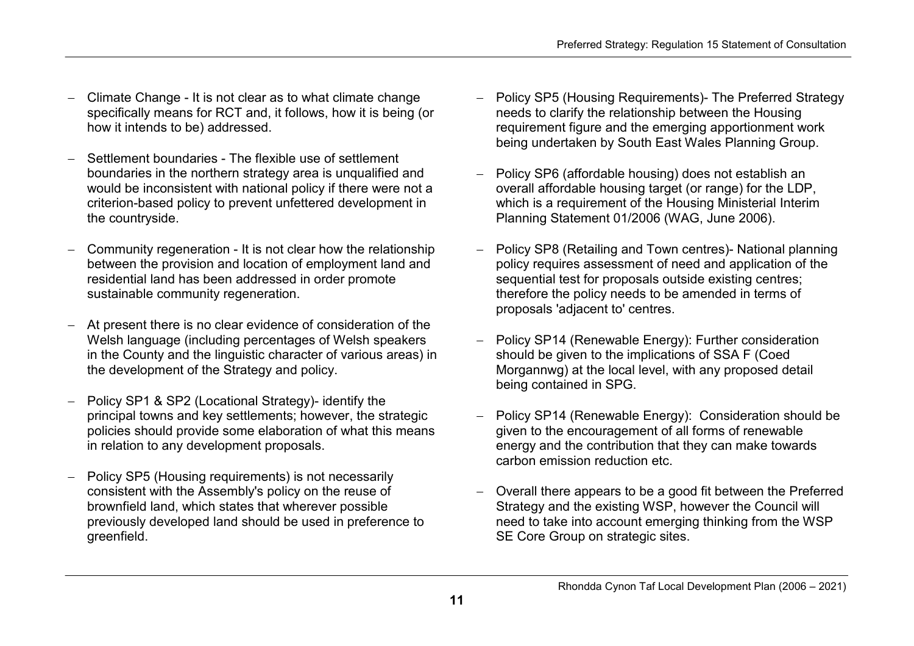- Climate Change - It is not clear as to what climate change specifically means for RCT and, it follows, how it is being (or how it intends to be) addressed.

- Settlement boundaries - The flexible use of settlement boundaries in the northern strategy area is unqualified and would be inconsistent with national policy if there were not a criterion-based policy to prevent unfettered development in the countryside.

- Community regeneration - It is not clear how the relationship between the provision and location of employment land and residential land has been addressed in order promote sustainable community regeneration.

- At present there is no clear evidence of consideration of the Welsh language (including percentages of Welsh speakers in the County and the linguistic character of various areas) in the development of the Strategy and policy.

- Policy SP1 & SP2 (Locational Strategy)- identify the principal towns and key settlements; however, the strategic policies should provide some elaboration of what this means in relation to any development proposals.

- Policy SP5 (Housing requirements) is not necessarily consistent with the Assembly's policy on the reuse of brownfield land, which states that wherever possible previously developed land should be used in preference to greenfield.

- Policy SP5 (Housing Requirements)- The Preferred Strategy needs to clarify the relationship between the Housing requirement figure and the emerging apportionment work being undertaken by South East Wales Planning Group.

- Policy SP6 (affordable housing) does not establish an overall affordable housing target (or range) for the LDP, which is a requirement of the Housing Ministerial Interim Planning Statement 01/2006 (WAG, June 2006).

- Policy SP8 (Retailing and Town centres)- National planning policy requires assessment of need and application of the sequential test for proposals outside existing centres; therefore the policy needs to be amended in terms of proposals 'adjacent to' centres.

- Policy SP14 (Renewable Energy): Further consideration should be given to the implications of SSA F (Coed Morgannwg) at the local level, with any proposed detail being contained in SPG.

- Policy SP14 (Renewable Energy): Consideration should be given to the encouragement of all forms of renewable energy and the contribution that they can make towards carbon emission reduction etc.

- Overall there appears to be a good fit between the Preferred Strategy and the existing WSP, however the Council will need to take into account emerging thinking from the WSP SE Core Group on strategic sites.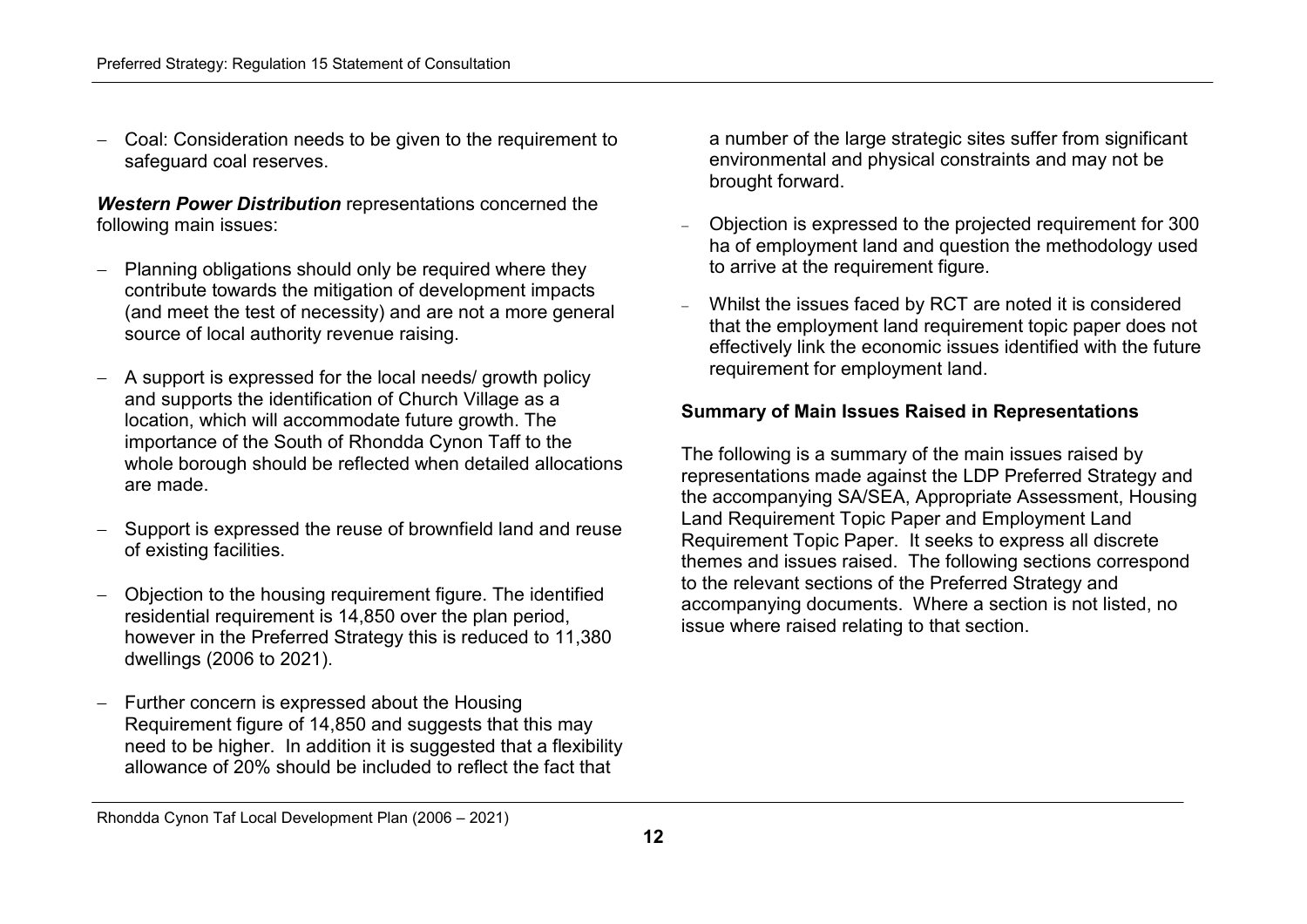- Coal: Consideration needs to be given to the requirement to safeguard coal reserves.

***Western Power Distribution*** representations concerned the following main issues:

- Planning obligations should only be required where they contribute towards the mitigation of development impacts (and meet the test of necessity) and are not a more general source of local authority revenue raising.

- A support is expressed for the local needs/ growth policy and supports the identification of Church Village as a location, which will accommodate future growth. The importance of the South of Rhondda Cynon Taff to the whole borough should be reflected when detailed allocations are made.

- Support is expressed the reuse of brownfield land and reuse of existing facilities.

- Objection to the housing requirement figure. The identified residential requirement is 14,850 over the plan period, however in the Preferred Strategy this is reduced to 11,380 dwellings (2006 to 2021).

- Further concern is expressed about the Housing Requirement figure of 14,850 and suggests that this may need to be higher. In addition it is suggested that a flexibility allowance of 20% should be included to reflect the fact that a number of the large strategic sites suffer from significant environmental and physical constraints and may not be brought forward.

- Objection is expressed to the projected requirement for 300 ha of employment land and question the methodology used to arrive at the requirement figure.

- Whilst the issues faced by RCT are noted it is considered that the employment land requirement topic paper does not effectively link the economic issues identified with the future requirement for employment land.

**Summary of Main Issues Raised in Representations**

The following is a summary of the main issues raised by representations made against the LDP Preferred Strategy and the accompanying SA/SEA, Appropriate Assessment, Housing Land Requirement Topic Paper and Employment Land Requirement Topic Paper. It seeks to express all discrete themes and issues raised. The following sections correspond to the relevant sections of the Preferred Strategy and accompanying documents. Where a section is not listed, no issue where raised relating to that section.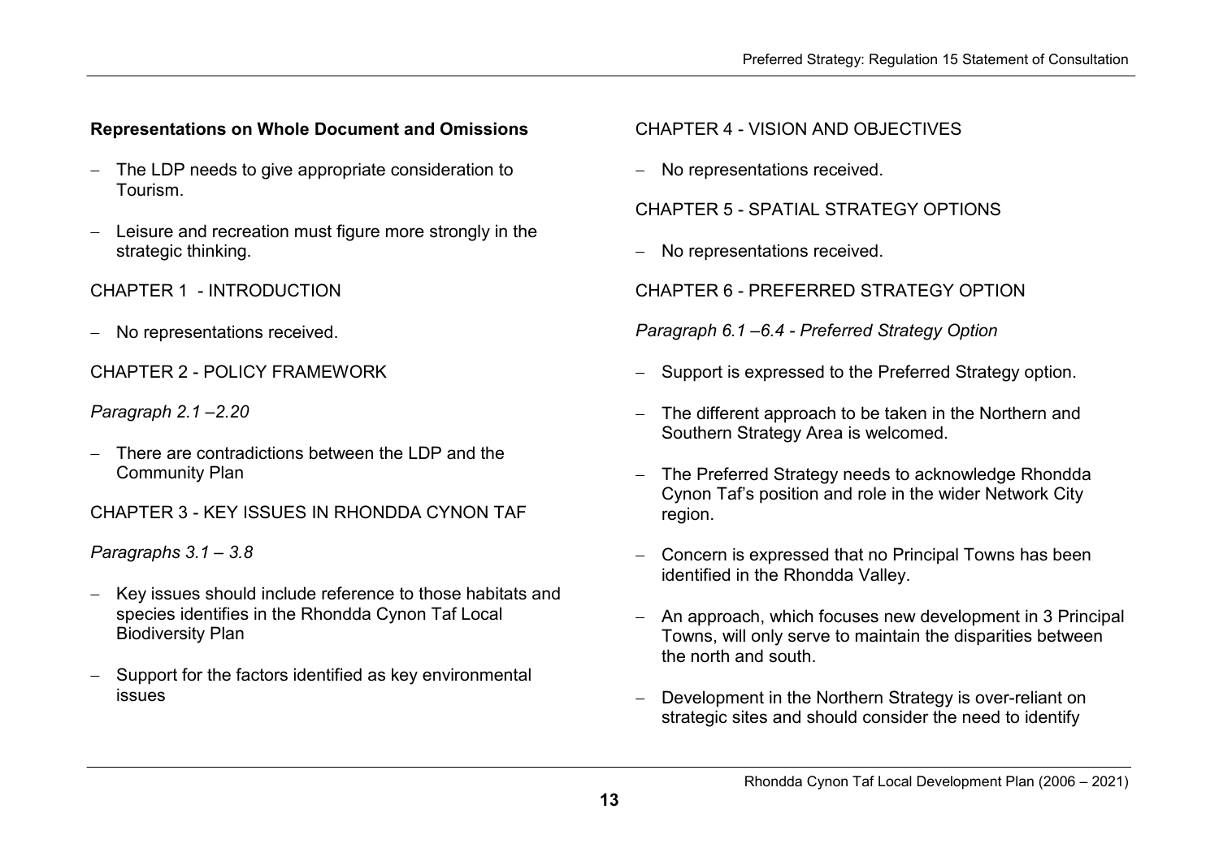**Representations on Whole Document and Omissions**

- The LDP needs to give appropriate consideration to Tourism.
- Leisure and recreation must figure more strongly in the strategic thinking.

CHAPTER 1 - INTRODUCTION

- No representations received.

CHAPTER 2 - POLICY FRAMEWORK

*Paragraph 2.1 –2.20*

- There are contradictions between the LDP and the Community Plan

CHAPTER 3 - KEY ISSUES IN RHONDDA CYNON TAF

*Paragraphs 3.1 – 3.8*

- Key issues should include reference to those habitats and species identifies in the Rhondda Cynon Taf Local Biodiversity Plan
- Support for the factors identified as key environmental issues

CHAPTER 4 - VISION AND OBJECTIVES

- No representations received.

CHAPTER 5 - SPATIAL STRATEGY OPTIONS

- No representations received.

CHAPTER 6 - PREFERRED STRATEGY OPTION

*Paragraph 6.1 –6.4 - Preferred Strategy Option*

- Support is expressed to the Preferred Strategy option.
- The different approach to be taken in the Northern and Southern Strategy Area is welcomed.
- The Preferred Strategy needs to acknowledge Rhondda Cynon Taf's position and role in the wider Network City region.
- Concern is expressed that no Principal Towns has been identified in the Rhondda Valley.
- An approach, which focuses new development in 3 Principal Towns, will only serve to maintain the disparities between the north and south.
- Development in the Northern Strategy is over-reliant on strategic sites and should consider the need to identify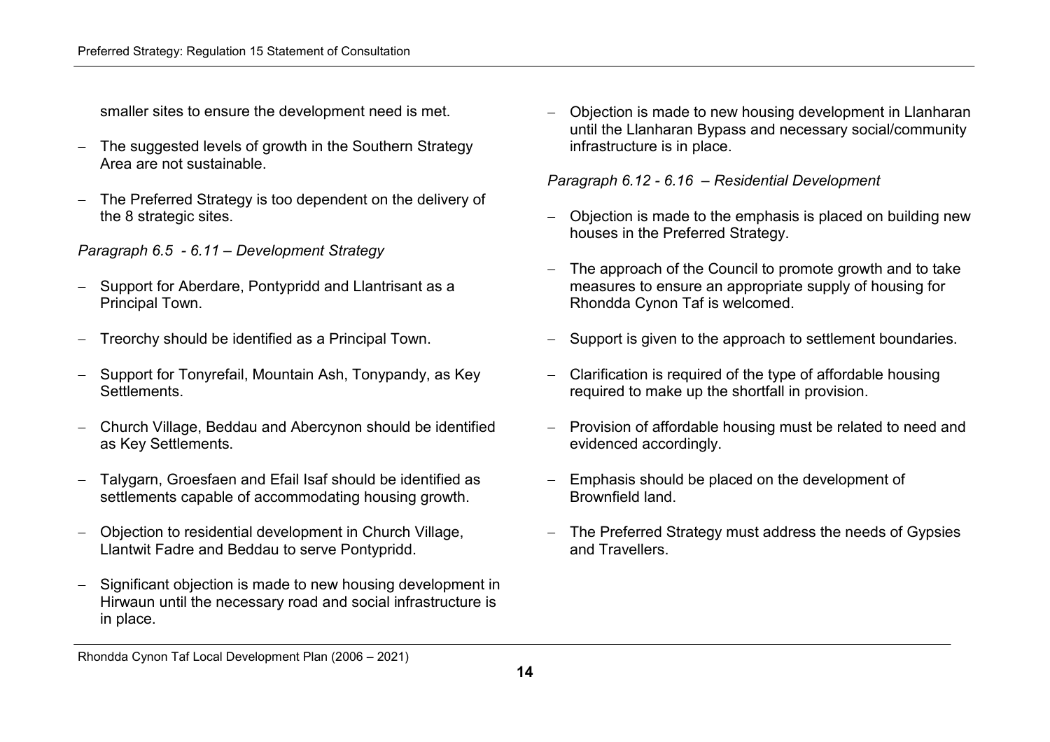smaller sites to ensure the development need is met.

- The suggested levels of growth in the Southern Strategy Area are not sustainable.
- The Preferred Strategy is too dependent on the delivery of the 8 strategic sites.

*Paragraph 6.5 - 6.11 – Development Strategy*

- Support for Aberdare, Pontypridd and Llantrisant as a Principal Town.
- Treorchy should be identified as a Principal Town.
- Support for Tonyrefail, Mountain Ash, Tonypandy, as Key Settlements.
- Church Village, Beddau and Abercynon should be identified as Key Settlements.
- Talygarn, Groesfaen and Efail Isaf should be identified as settlements capable of accommodating housing growth.
- Objection to residential development in Church Village, Llantwit Fadre and Beddau to serve Pontypridd.
- Significant objection is made to new housing development in Hirwaun until the necessary road and social infrastructure is in place.
- Objection is made to new housing development in Llanharan until the Llanharan Bypass and necessary social/community infrastructure is in place.

*Paragraph 6.12 - 6.16 – Residential Development*

- Objection is made to the emphasis is placed on building new houses in the Preferred Strategy.
- The approach of the Council to promote growth and to take measures to ensure an appropriate supply of housing for Rhondda Cynon Taf is welcomed.
- Support is given to the approach to settlement boundaries.
- Clarification is required of the type of affordable housing required to make up the shortfall in provision.
- Provision of affordable housing must be related to need and evidenced accordingly.
- Emphasis should be placed on the development of Brownfield land.
- The Preferred Strategy must address the needs of Gypsies and Travellers.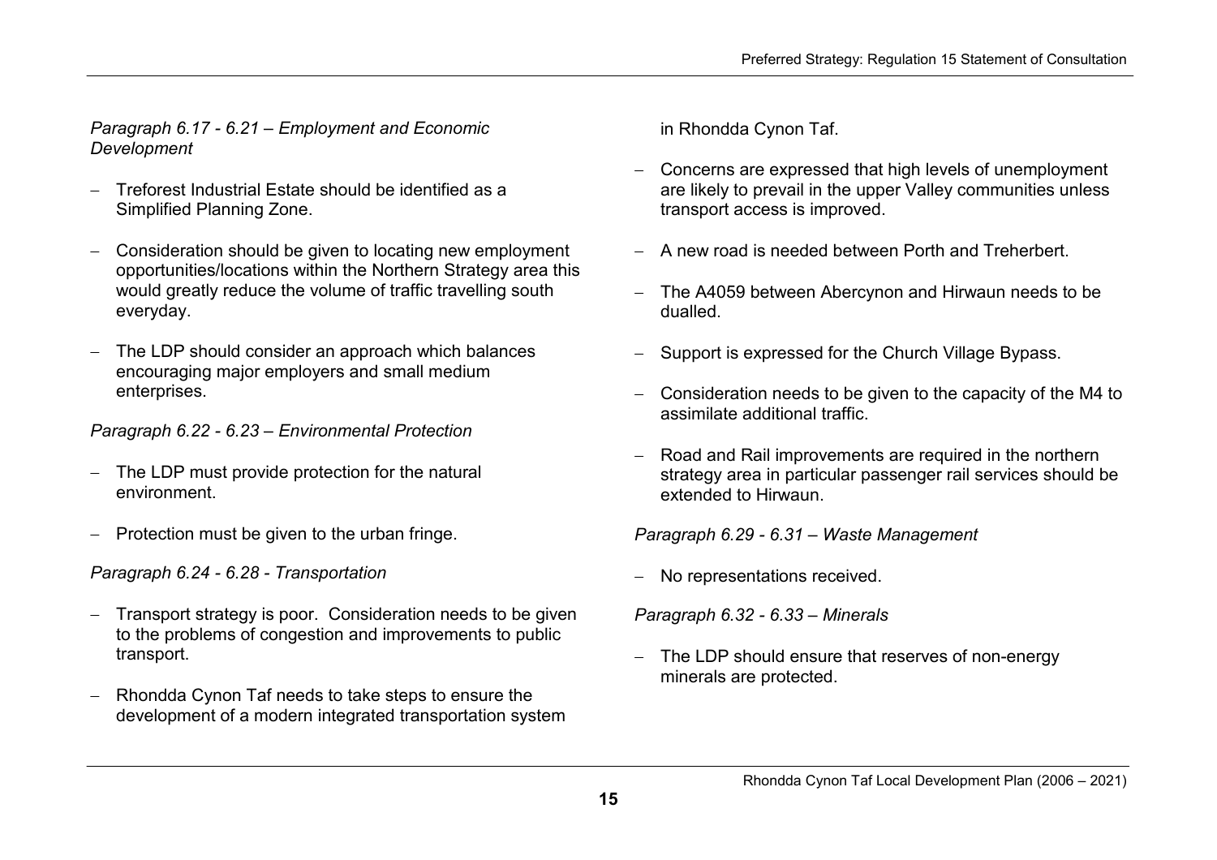*Paragraph 6.17 - 6.21 – Employment and Economic Development*

- Treforest Industrial Estate should be identified as a Simplified Planning Zone.
- Consideration should be given to locating new employment opportunities/locations within the Northern Strategy area this would greatly reduce the volume of traffic travelling south everyday.
- The LDP should consider an approach which balances encouraging major employers and small medium enterprises.

*Paragraph 6.22 - 6.23 – Environmental Protection*

- The LDP must provide protection for the natural environment.
- Protection must be given to the urban fringe.

*Paragraph 6.24 - 6.28 - Transportation*

- Transport strategy is poor. Consideration needs to be given to the problems of congestion and improvements to public transport.
- Rhondda Cynon Taf needs to take steps to ensure the development of a modern integrated transportation system in Rhondda Cynon Taf.
- Concerns are expressed that high levels of unemployment are likely to prevail in the upper Valley communities unless transport access is improved.
- A new road is needed between Porth and Treherbert.
- The A4059 between Abercynon and Hirwaun needs to be dualled.
- Support is expressed for the Church Village Bypass.
- Consideration needs to be given to the capacity of the M4 to assimilate additional traffic.
- Road and Rail improvements are required in the northern strategy area in particular passenger rail services should be extended to Hirwaun.

*Paragraph 6.29 - 6.31 – Waste Management*

- No representations received.

*Paragraph 6.32 - 6.33 – Minerals*

- The LDP should ensure that reserves of non-energy minerals are protected.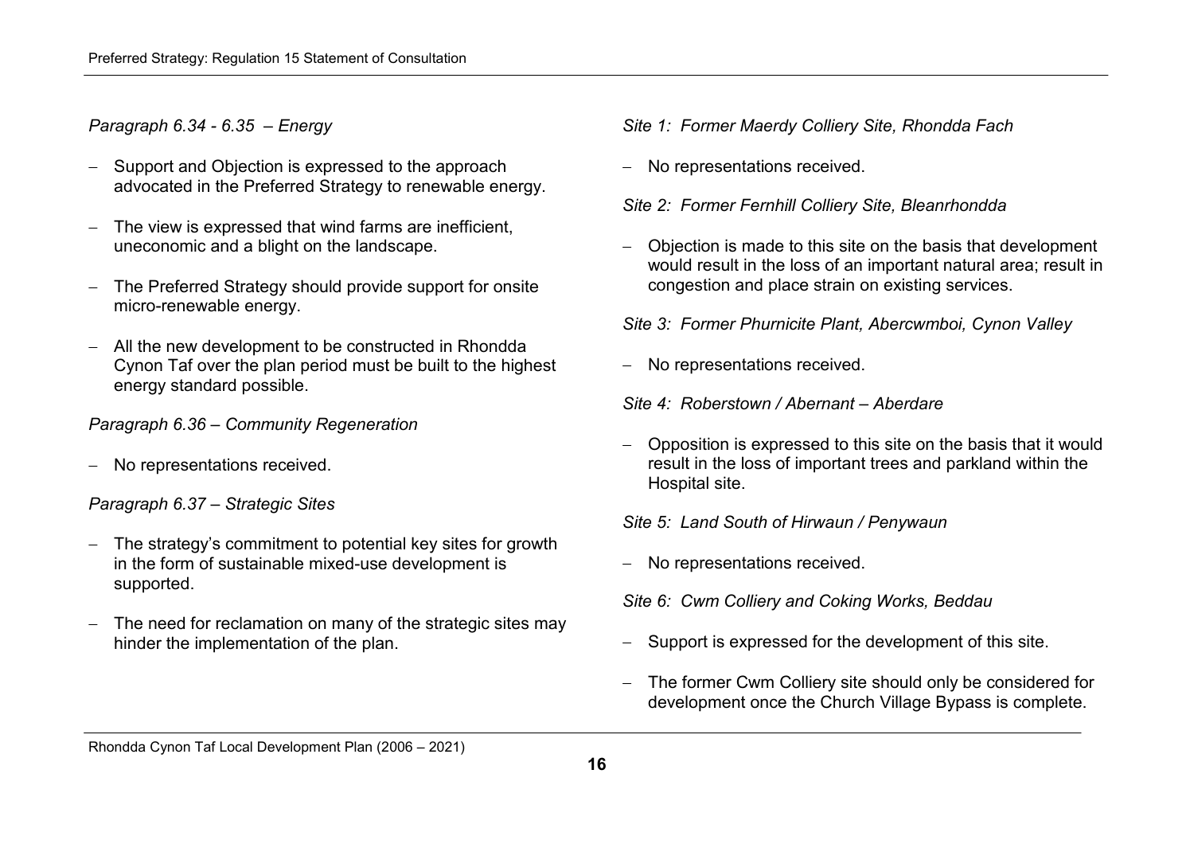*Paragraph 6.34 - 6.35 – Energy*

- Support and Objection is expressed to the approach advocated in the Preferred Strategy to renewable energy.
- The view is expressed that wind farms are inefficient, uneconomic and a blight on the landscape.
- The Preferred Strategy should provide support for onsite micro-renewable energy.
- All the new development to be constructed in Rhondda Cynon Taf over the plan period must be built to the highest energy standard possible.

*Paragraph 6.36 – Community Regeneration*

- No representations received.

*Paragraph 6.37 – Strategic Sites*

- The strategy's commitment to potential key sites for growth in the form of sustainable mixed-use development is supported.
- The need for reclamation on many of the strategic sites may hinder the implementation of the plan.

*Site 1: Former Maerdy Colliery Site, Rhondda Fach*

- No representations received.

*Site 2: Former Fernhill Colliery Site, Bleanrhondda*

- Objection is made to this site on the basis that development would result in the loss of an important natural area; result in congestion and place strain on existing services.

*Site 3: Former Phurnicite Plant, Abercwmboi, Cynon Valley*

- No representations received.

*Site 4: Roberstown / Abernant – Aberdare*

- Opposition is expressed to this site on the basis that it would result in the loss of important trees and parkland within the Hospital site.

*Site 5: Land South of Hirwaun / Penywaun*

- No representations received.

*Site 6: Cwm Colliery and Coking Works, Beddau*

- Support is expressed for the development of this site.
- The former Cwm Colliery site should only be considered for development once the Church Village Bypass is complete.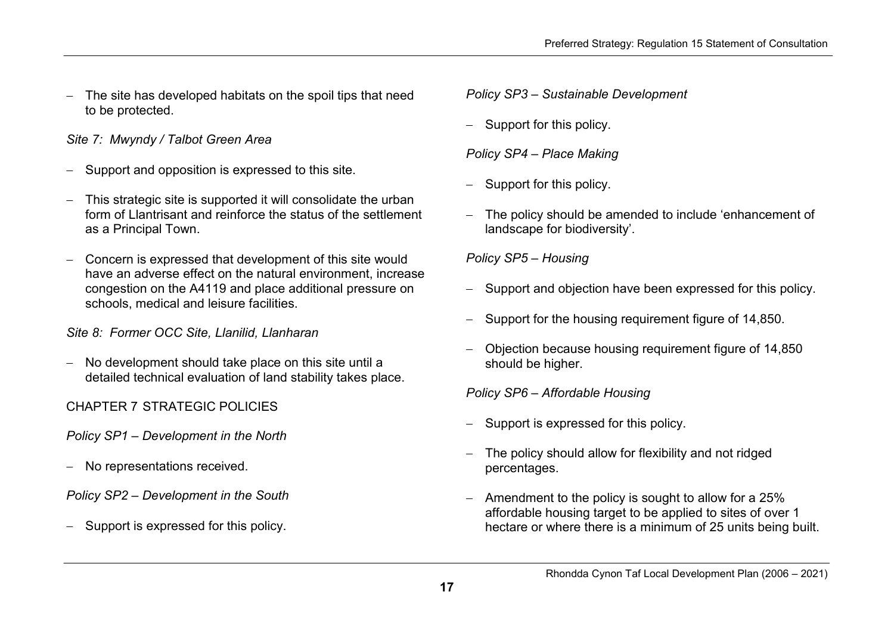- The site has developed habitats on the spoil tips that need to be protected.

*Site 7: Mwyndy / Talbot Green Area*

- Support and opposition is expressed to this site.
- This strategic site is supported it will consolidate the urban form of Llantrisant and reinforce the status of the settlement as a Principal Town.
- Concern is expressed that development of this site would have an adverse effect on the natural environment, increase congestion on the A4119 and place additional pressure on schools, medical and leisure facilities.

*Site 8: Former OCC Site, Llanilid, Llanharan*

- No development should take place on this site until a detailed technical evaluation of land stability takes place.

CHAPTER 7 STRATEGIC POLICIES

*Policy SP1 – Development in the North*

- No representations received.

*Policy SP2 – Development in the South*

- Support is expressed for this policy.

*Policy SP3 – Sustainable Development*

- Support for this policy.

*Policy SP4 – Place Making*

- Support for this policy.
- The policy should be amended to include 'enhancement of landscape for biodiversity'.

*Policy SP5 – Housing*

- Support and objection have been expressed for this policy.
- Support for the housing requirement figure of 14,850.
- Objection because housing requirement figure of 14,850 should be higher.

*Policy SP6 – Affordable Housing*

- Support is expressed for this policy.
- The policy should allow for flexibility and not ridged percentages.
- Amendment to the policy is sought to allow for a 25% affordable housing target to be applied to sites of over 1 hectare or where there is a minimum of 25 units being built.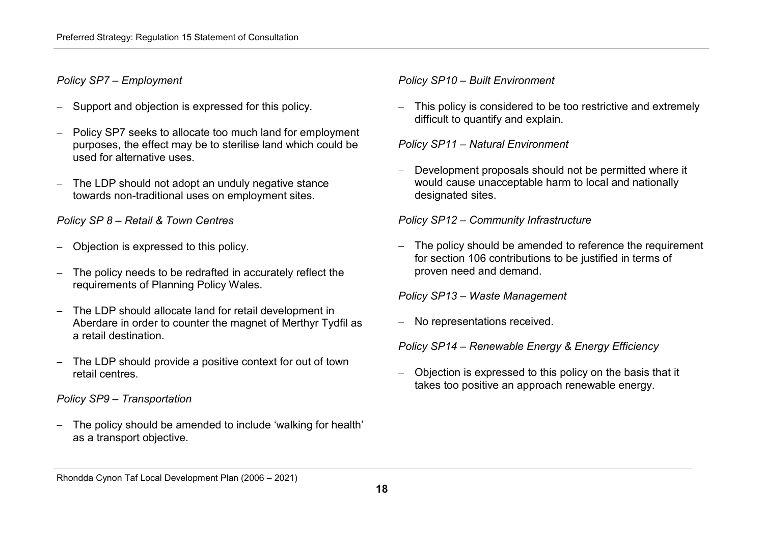*Policy SP7 – Employment*

- Support and objection is expressed for this policy.
- Policy SP7 seeks to allocate too much land for employment purposes, the effect may be to sterilise land which could be used for alternative uses.
- The LDP should not adopt an unduly negative stance towards non-traditional uses on employment sites.

*Policy SP 8 – Retail & Town Centres*

- Objection is expressed to this policy.
- The policy needs to be redrafted in accurately reflect the requirements of Planning Policy Wales.
- The LDP should allocate land for retail development in Aberdare in order to counter the magnet of Merthyr Tydfil as a retail destination.
- The LDP should provide a positive context for out of town retail centres.

*Policy SP9 – Transportation*

- The policy should be amended to include 'walking for health' as a transport objective.

*Policy SP10 – Built Environment*

- This policy is considered to be too restrictive and extremely difficult to quantify and explain.

*Policy SP11 – Natural Environment*

- Development proposals should not be permitted where it would cause unacceptable harm to local and nationally designated sites.

*Policy SP12 – Community Infrastructure*

- The policy should be amended to reference the requirement for section 106 contributions to be justified in terms of proven need and demand.

*Policy SP13 – Waste Management*

- No representations received.

*Policy SP14 – Renewable Energy & Energy Efficiency*

- Objection is expressed to this policy on the basis that it takes too positive an approach renewable energy.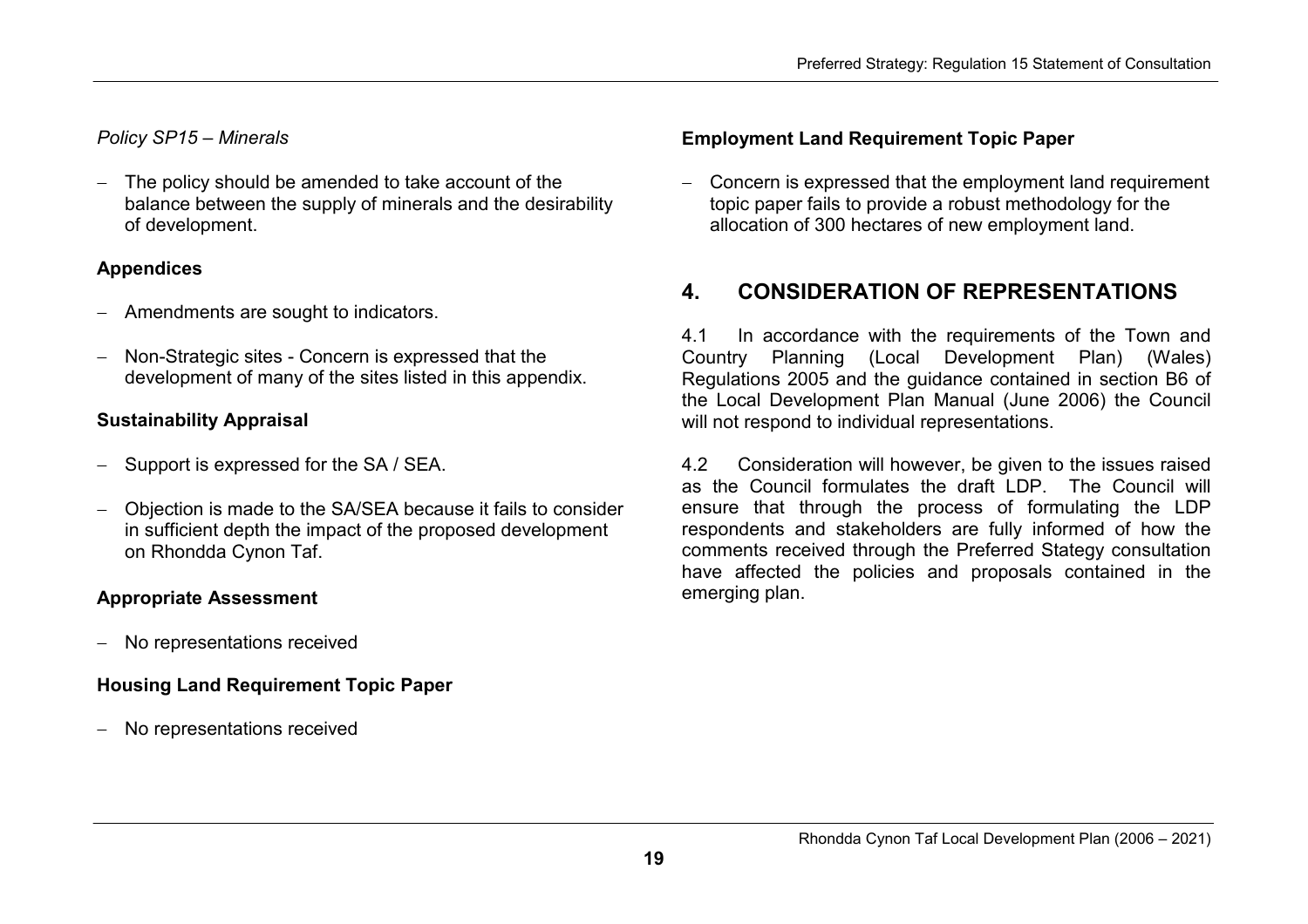*Policy SP15 – Minerals*

- The policy should be amended to take account of the balance between the supply of minerals and the desirability of development.

**Appendices**

- Amendments are sought to indicators.
- Non-Strategic sites - Concern is expressed that the development of many of the sites listed in this appendix.

**Sustainability Appraisal**

- Support is expressed for the SA / SEA.
- Objection is made to the SA/SEA because it fails to consider in sufficient depth the impact of the proposed development on Rhondda Cynon Taf.

**Appropriate Assessment**

- No representations received

**Housing Land Requirement Topic Paper**

- No representations received

**Employment Land Requirement Topic Paper**

- Concern is expressed that the employment land requirement topic paper fails to provide a robust methodology for the allocation of 300 hectares of new employment land.

## 4. CONSIDERATION OF REPRESENTATIONS

4.1 In accordance with the requirements of the Town and Country Planning (Local Development Plan) (Wales) Regulations 2005 and the guidance contained in section B6 of the Local Development Plan Manual (June 2006) the Council will not respond to individual representations.

4.2 Consideration will however, be given to the issues raised as the Council formulates the draft LDP. The Council will ensure that through the process of formulating the LDP respondents and stakeholders are fully informed of how the comments received through the Preferred Stategy consultation have affected the policies and proposals contained in the emerging plan.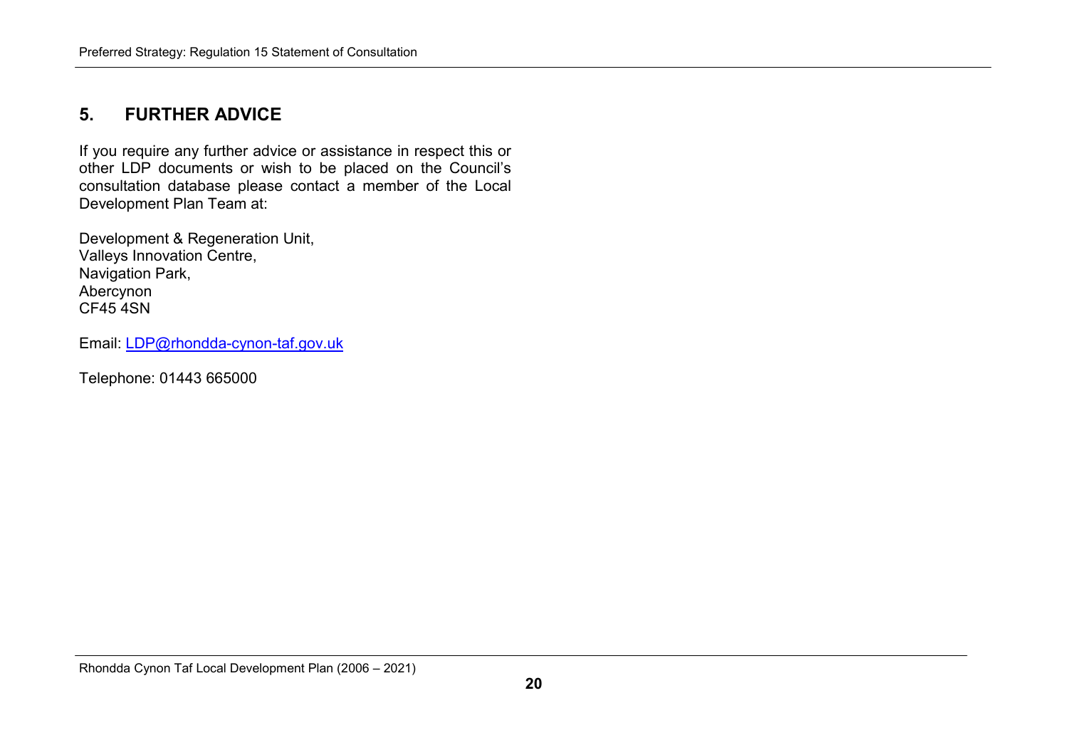## 5. FURTHER ADVICE

If you require any further advice or assistance in respect this or other LDP documents or wish to be placed on the Council's consultation database please contact a member of the Local Development Plan Team at:

Development & Regeneration Unit,
Valleys Innovation Centre,
Navigation Park,
Abercynon
CF45 4SN

Email: LDP@rhondda-cynon-taf.gov.uk

Telephone: 01443 665000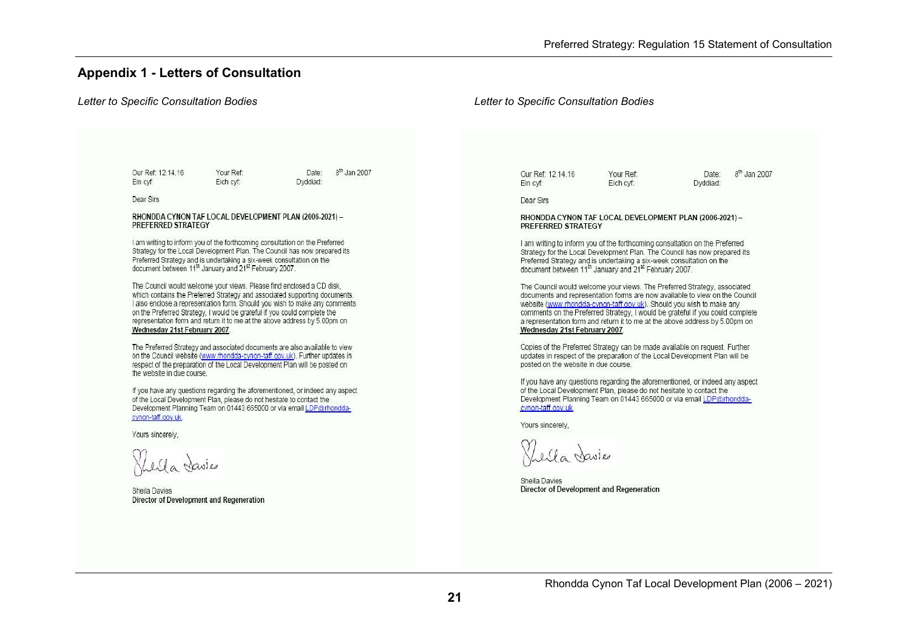## Appendix 1 - Letters of Consultation

*Letter to Specific Consultation Bodies*

Our Ref: 12.14.16 Your Ref: Date: 8th Jan 2007
Ein cyf: Eich cyf: Dyddiad:

Dear Sirs

**RHONDDA CYNON TAF LOCAL DEVELOPMENT PLAN (2006-2021) – PREFERRED STRATEGY**

I am writing to inform you of the forthcoming consultation on the Preferred Strategy for the Local Development Plan. The Council has now prepared its Preferred Strategy and is undertaking a six-week consultation on the document between 11th January and 21st February 2007.

The Council would welcome your views. Please find enclosed a CD disk, which contains the Preferred Strategy and associated supporting documents. I also enclose a representation form. Should you wish to make any comments on the Preferred Strategy, I would be grateful if you could complete the representation form and return it to me at the above address by 5.00pm on **Wednesday 21st February 2007**.

The Preferred Strategy and associated documents are also available to view on the Council website (www.rhondda-cynon-taff.gov.uk). Further updates in respect of the preparation of the Local Development Plan will be posted on the website in due course.

If you have any questions regarding the aforementioned, or indeed any aspect of the Local Development Plan, please do not hesitate to contact the Development Planning Team on 01443 665000 or via email LDP@rhondda-cynon-taff.gov.uk.

Yours sincerely,

Sheila Davies
**Director of Development and Regeneration**

*Letter to Specific Consultation Bodies*

Our Ref: 12.14.16 Your Ref: Date: 8th Jan 2007
Ein cyf: Eich cyf: Dyddiad:

Dear Sirs

**RHONDDA CYNON TAF LOCAL DEVELOPMENT PLAN (2006-2021) – PREFERRED STRATEGY**

I am writing to inform you of the forthcoming consultation on the Preferred Strategy for the Local Development Plan. The Council has now prepared its Preferred Strategy and is undertaking a six-week consultation on the document between 11th January and 21st February 2007.

The Council would welcome your views. The Preferred Strategy, associated documents and representation forms are now available to view on the Council website (www.rhondda-cynon-taff.gov.uk). Should you wish to make any comments on the Preferred Strategy, I would be grateful if you could complete a representation form and return it to me at the above address by 5.00pm on **Wednesday 21st February 2007**.

Copies of the Preferred Strategy can be made available on request. Further updates in respect of the preparation of the Local Development Plan will be posted on the website in due course.

If you have any questions regarding the aforementioned, or indeed any aspect of the Local Development Plan, please do not hesitate to contact the Development Planning Team on 01443 665000 or via email LDP@rhondda-cynon-taff.gov.uk.

Yours sincerely,

Sheila Davies
**Director of Development and Regeneration**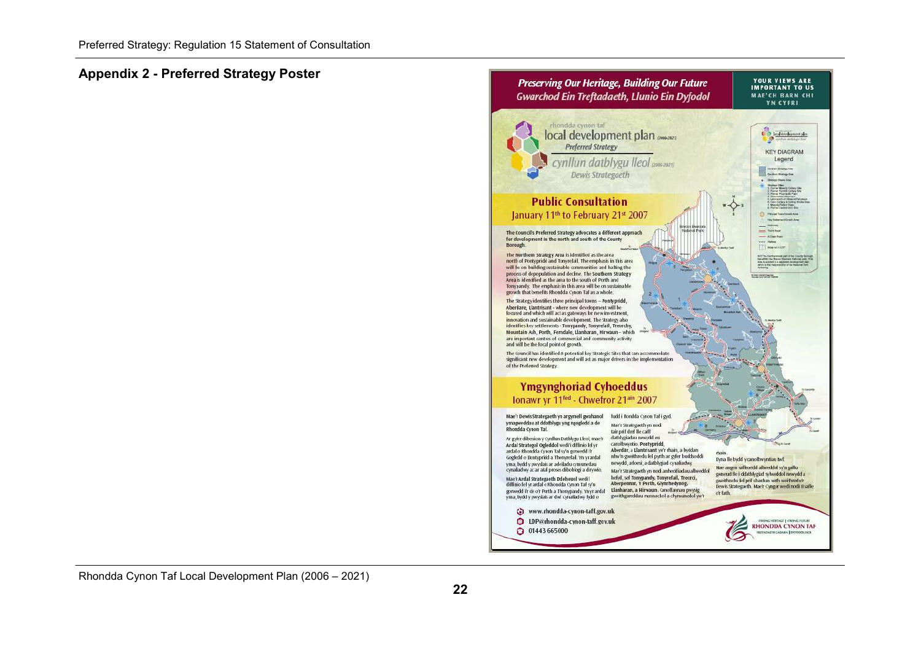## Appendix 2 - Preferred Strategy Poster

**Preserving Our Heritage, Building Our Future**
*Gwarchod Ein Treftadaeth, Llunio Ein Dyfodol*

YOUR VIEWS ARE IMPORTANT TO US
MAE'CH BARN CHI YN CYFRI

rhondda cynon taf
local development plan (2006-2021)
*Preferred Strategy*
cynllun datblygu lleol (2006-2021)
*Dewis Strategaeth*

### Public Consultation
January 11th to February 21st 2007

The Council's Preferred Strategy advocates a different approach for development in the north and south of the County Borough.

The Northern Strategy Area is identified as the area north of Pontypridd and Tonyrefail. The emphasis in this area will be on building sustainable communities and halting the process of depopulation and decline. The Southern Strategy Area is identified as the area to the south of Porth and Tonypandy. The emphasis in this area will be on sustainable growth that benefits Rhondda Cynon Taf as a whole.

The Strategy identifies three principal towns – **Pontypridd, Aberdare, Llantrisant** - where new development will be focused and which will act as gateways for new investment, innovation and sustainable development. The Strategy also identifies key settlements - **Tonypandy, Tonyrefail, Treorchy, Mountain Ash, Porth, Ferndale, Llanharan, Hirwaun** – which are important centres of commercial and community activity and will be the focal point of growth.

The Council has identified 8 potential key Strategic Sites that can accommodate significant new development and will act as major drivers in the implementation of the Preferred Strategy.

### Ymgynghoriad Cyhoeddus
Ionawr yr 11fed - Chwefror 21ain 2007

Mae'r Dewis Strategaeth yn argymell gwahanol ymagweddau at ddatblygu yng ngogledd a de Rhondda Cynon Taf.

Ar gyfer dibenion y Cynllun Datblygu Lleol, mae'r **Ardal Strategol Ogleddol** wedi'i diffinio fel yr ardal o Rhondda Cynon Taf sy'n gorwedd i'r Gogledd o Bontypridd a Thonyrefail. Yn yr ardal yma, bydd y pwyslais ar adeiladu cymunedau cynaliadwy ac ar atal proses dirboblogi a dirywio.

Mae'r **Ardal Strategaeth Ddeheuol** wedi'i diffinio fel yr ardal o Rhondda Cynon Taf sy'n gorwedd i'r de o'r Perth a Thonypandy. Yn yr ardal yma, bydd y pwyslais ar dwf cynaliadwy fydd o fudd i Rondda Cynon Taf i gyd.

Mae'r Strategaeth yn nodi tair prif dref lle caiff datblygiadau newydd eu canolbwyntio. **Pontypridd, Aberdâr, a Llantrisant** yw'r rhain, a byddan nhw'n gweithredu fel pyrth ar gyfer buddsoddi newydd, arloesi, a datblygiad cynaliadwy.

Mae'r Strategaeth yn nodi aneddiadau allweddol hefyd, sef **Tonypandy, Tonyrefail, Treorci, Aberpennar, Y Perth, Glynrhedynog, Llanharan, a Hirwaun**. Canolfannau pwysig gweithgareddau masnachol a chymunedol yw'r rhain. Dyna lle bydd y canolbwyntiau twf.

Mae angen safleoedd allweddol sy'n gallu gwneud lle i ddatblygiad sylweddol newydd a gweithredu fel prif sbardun wrth weithredu'r Dewis Strategaeth. Mae'r Cyngor wedi nodi 8 safle o'r fath.

www.rhondda-cynon-taff.gov.uk
LDP@rhondda-cynon-taff.gov.uk
01443 665000

STRONG HERITAGE | STRONG FUTURE
RHONDDA CYNON TAF
TREFTADAETH GADARN | DYFODOL SICR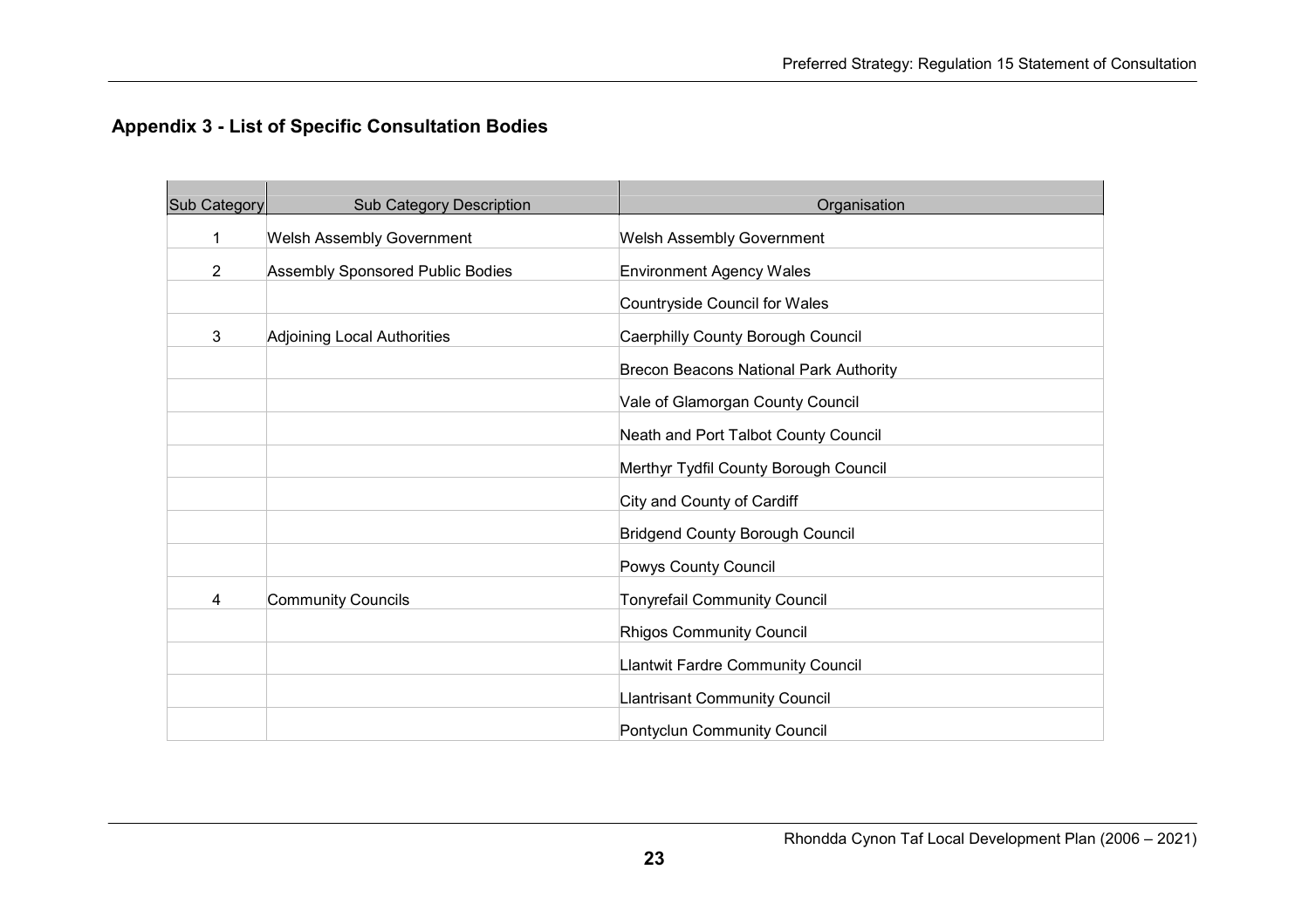## Appendix 3 - List of Specific Consultation Bodies

| Sub Category | Sub Category Description | Organisation |
|---|---|---|
| 1 | Welsh Assembly Government | Welsh Assembly Government |
| 2 | Assembly Sponsored Public Bodies | Environment Agency Wales |
| | | Countryside Council for Wales |
| 3 | Adjoining Local Authorities | Caerphilly County Borough Council |
| | | Brecon Beacons National Park Authority |
| | | Vale of Glamorgan County Council |
| | | Neath and Port Talbot County Council |
| | | Merthyr Tydfil County Borough Council |
| | | City and County of Cardiff |
| | | Bridgend County Borough Council |
| | | Powys County Council |
| 4 | Community Councils | Tonyrefail Community Council |
| | | Rhigos Community Council |
| | | Llantwit Fardre Community Council |
| | | Llantrisant Community Council |
| | | Pontyclun Community Council |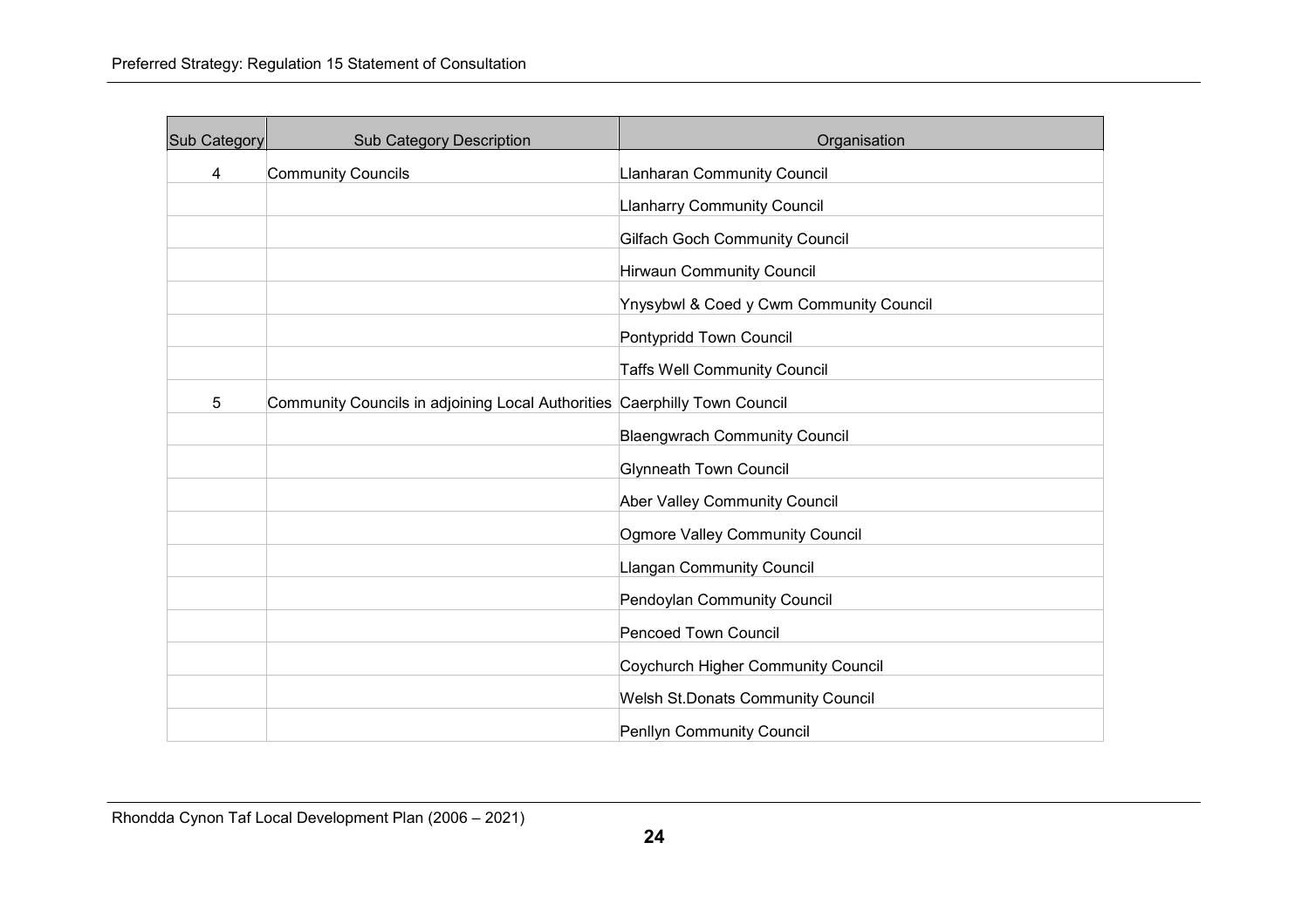| Sub Category | Sub Category Description | Organisation |
| --- | --- | --- |
| 4 | Community Councils | Llanharan Community Council |
| | | Llanharry Community Council |
| | | Gilfach Goch Community Council |
| | | Hirwaun Community Council |
| | | Ynysybwl & Coed y Cwm Community Council |
| | | Pontypridd Town Council |
| | | Taffs Well Community Council |
| 5 | Community Councils in adjoining Local Authorities | Caerphilly Town Council |
| | | Blaengwrach Community Council |
| | | Glynneath Town Council |
| | | Aber Valley Community Council |
| | | Ogmore Valley Community Council |
| | | Llangan Community Council |
| | | Pendoylan Community Council |
| | | Pencoed Town Council |
| | | Coychurch Higher Community Council |
| | | Welsh St.Donats Community Council |
| | | Penllyn Community Council |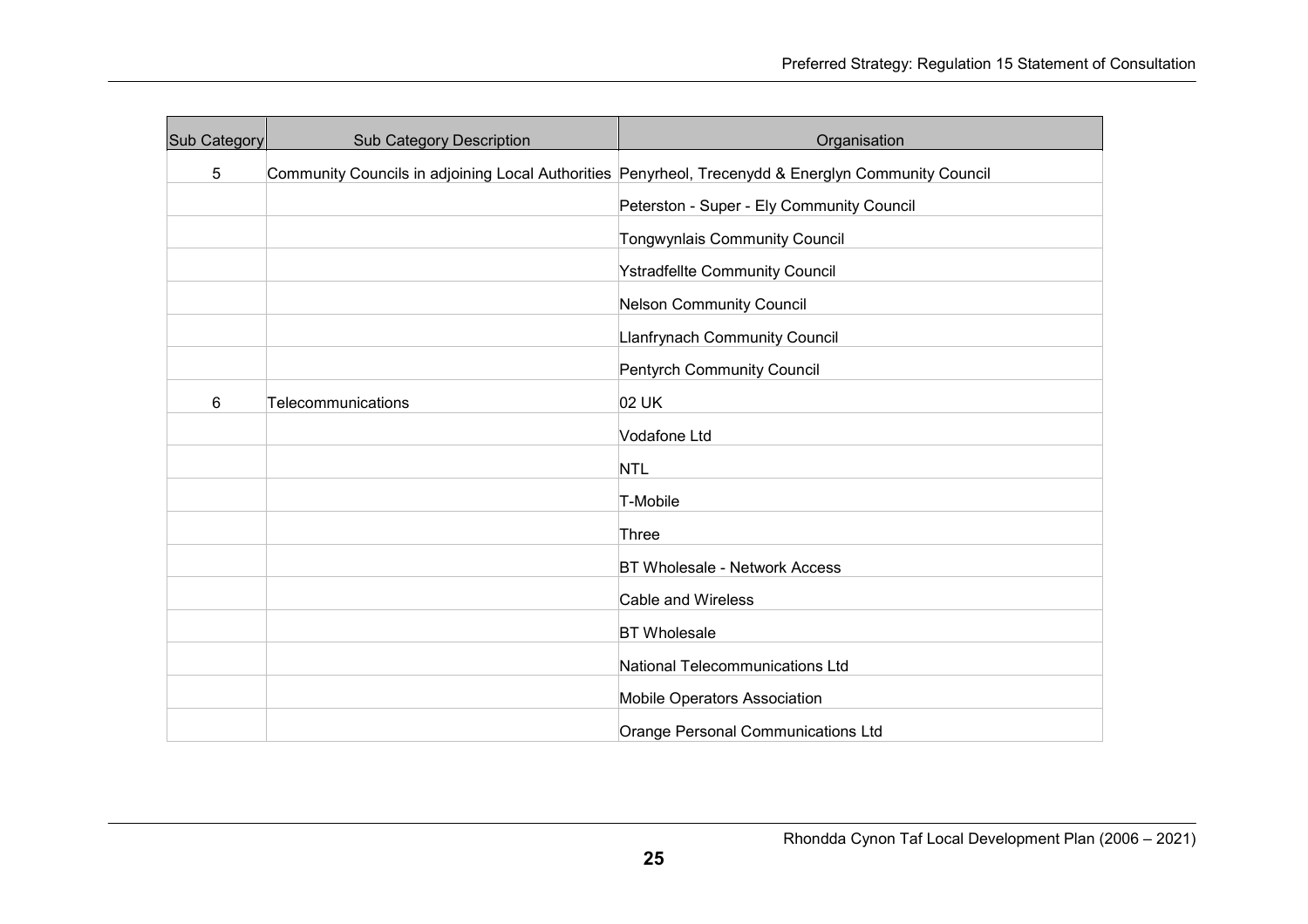| Sub Category | Sub Category Description | Organisation |
|---|---|---|
| 5 | Community Councils in adjoining Local Authorities | Penyrheol, Trecenydd & Energlyn Community Council |
| | | Peterston - Super - Ely Community Council |
| | | Tongwynlais Community Council |
| | | Ystradfellte Community Council |
| | | Nelson Community Council |
| | | Llanfrynach Community Council |
| | | Pentyrch Community Council |
| 6 | Telecommunications | 02 UK |
| | | Vodafone Ltd |
| | | NTL |
| | | T-Mobile |
| | | Three |
| | | BT Wholesale - Network Access |
| | | Cable and Wireless |
| | | BT Wholesale |
| | | National Telecommunications Ltd |
| | | Mobile Operators Association |
| | | Orange Personal Communications Ltd |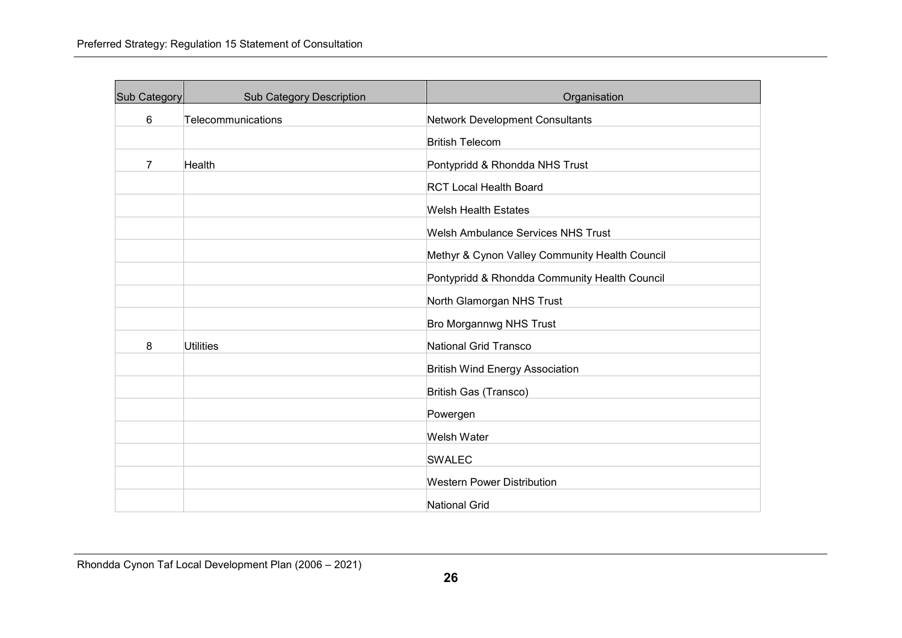| Sub Category | Sub Category Description | Organisation |
|---|---|---|
| 6 | Telecommunications | Network Development Consultants |
| | | British Telecom |
| 7 | Health | Pontypridd & Rhondda NHS Trust |
| | | RCT Local Health Board |
| | | Welsh Health Estates |
| | | Welsh Ambulance Services NHS Trust |
| | | Methyr & Cynon Valley Community Health Council |
| | | Pontypridd & Rhondda Community Health Council |
| | | North Glamorgan NHS Trust |
| | | Bro Morgannwg NHS Trust |
| 8 | Utilities | National Grid Transco |
| | | British Wind Energy Association |
| | | British Gas (Transco) |
| | | Powergen |
| | | Welsh Water |
| | | SWALEC |
| | | Western Power Distribution |
| | | National Grid |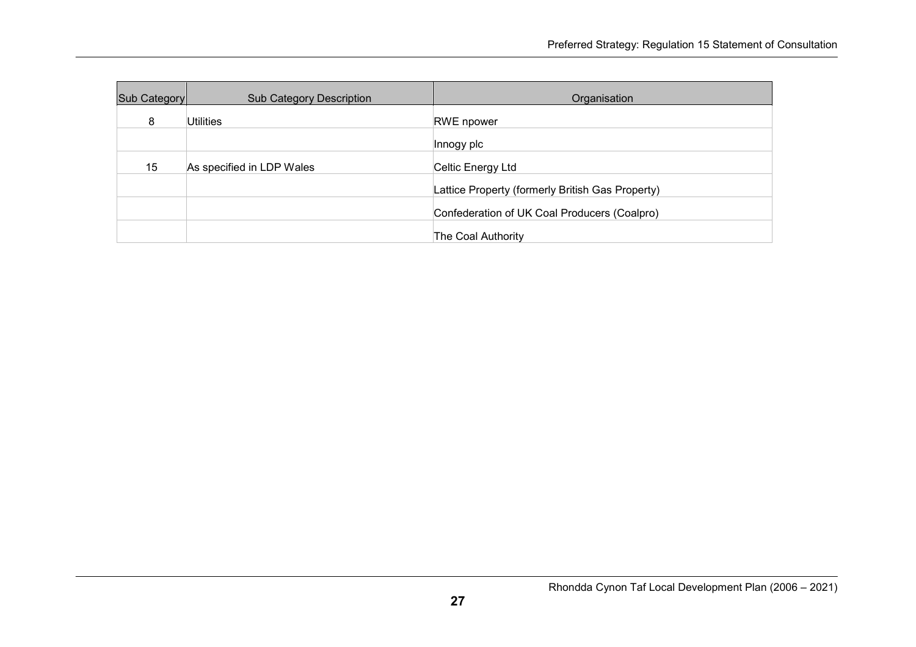| Sub Category | Sub Category Description | Organisation |
|---|---|---|
| 8 | Utilities | RWE npower |
| | | Innogy plc |
| 15 | As specified in LDP Wales | Celtic Energy Ltd |
| | | Lattice Property (formerly British Gas Property) |
| | | Confederation of UK Coal Producers (Coalpro) |
| | | The Coal Authority |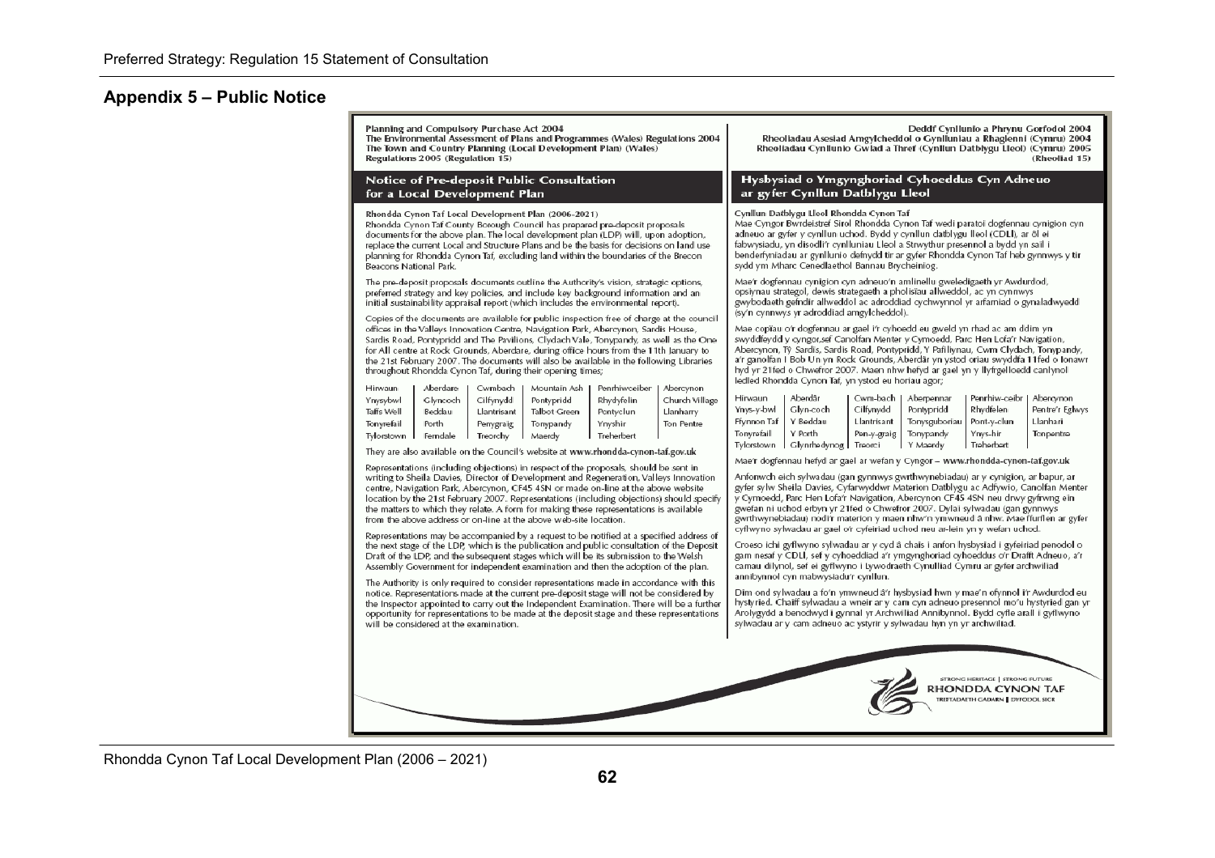## Appendix 5 – Public Notice

Planning and Compulsory Purchase Act 2004
The Environmental Assessment of Plans and Programmes (Wales) Regulations 2004
The Town and Country Planning (Local Development Plan) (Wales) Regulations 2005 (Regulation 15)

### Notice of Pre-deposit Public Consultation for a Local Development Plan

**Rhondda Cynon Taf Local Development Plan (2006-2021)**

Rhondda Cynon Taf County Borough Council has prepared pre-deposit proposals documents for the above plan. The local development plan (LDP) will, upon adoption, replace the current Local and Structure Plans and be the basis for decisions on land use planning for Rhondda Cynon Taf, excluding land within the boundaries of the Brecon Beacons National Park.

The pre-deposit proposals documents outline the Authority's vision, strategic options, preferred strategy and key policies, and include key background information and an initial sustainability appraisal report (which includes the environmental report).

Copies of the documents are available for public inspection free of charge at the council offices in the Valleys Innovation Centre, Navigation Park, Abercynon, Sardis House, Sardis Road, Pontypridd and The Pavilions, Clydach Vale, Tonypandy, as well as the One for All centre at Rock Grounds, Aberdare, during office hours from the 11th January to the 21st February 2007. The documents will also be available in the following Libraries throughout Rhondda Cynon Taf, during their opening times;

| | | | | | |
|---|---|---|---|---|---|
| Hirwaun | Aberdare | Cwmbach | Mountain Ash | Penrhiwceiber | Abercynon |
| Ynysybwl | Glyncoch | Cilfynydd | Pontypridd | Rhydyfelin | Church Village |
| Taffs Well | Beddau | Llantrisant | Talbot Green | Pontyclun | Llanharry |
| Tonyrefail | Porth | Penygraig | Tonypandy | Ynyshir | Ton Pentre |
| Tylorstown | Ferndale | Treorchy | Maerdy | Treherbert | |

They are also available on the Council's website at www.rhondda-cynon-taf.gov.uk

Representations (including objections) in respect of the proposals, should be sent in writing to Sheila Davies, Director of Development and Regeneration, Valleys Innovation centre, Navigation Park, Abercynon, CF45 4SN or made on-line at the above website location by the 21st February 2007. Representations (including objections) should specify the matters to which they relate. A form for making these representations is available from the above address or on-line at the above web-site location.

Representations may be accompanied by a request to be notified at a specified address of the next stage of the LDP, which is the publication and public consultation of the Deposit Draft of the LDP, and the subsequent stages which will be its submission to the Welsh Assembly Government for independent examination and then the adoption of the plan.

The Authority is only required to consider representations made in accordance with this notice. Representations made at the current pre-deposit stage will not be considered by the Inspector appointed to carry out the Independent Examination. There will be a further opportunity for representations to be made at the deposit stage and these representations will be considered at the examination.

Deddf Cynllunio a Phrynu Gorfodol 2004
Rheoliadau Asesiad Amgylcheddol o Gynlluniau a Rhaglenni (Cymru) 2004
Rheoliadau Cynllunio Gwlad a Thref (Cynllun Datblygu Lleol) (Cymru) 2005 (Rheoliad 15)

### Hysbysiad o Ymgynghoriad Cyhoeddus Cyn Adneuo ar gyfer Cynllun Datblygu Lleol

**Cynllun Datblygu Lleol Rhondda Cynon Taf**

Mae Cyngor Bwrdeistref Sirol Rhondda Cynon Taf wedi paratoi dogfennau cynigion cyn adneuo ar gyfer y cynllun uchod. Bydd y cynllun datblygu lleol (CDLl), ar ôl ei fabwysiadu, yn disodli'r cynlluniau Lleol a Strwythur presennol a bydd yn sail i benderfyniadau ar gynllunio defnydd tir ar gyfer Rhondda Cynon Taf heb gynnwys y tir sydd ym Mharc Cenedlaethol Bannau Brycheiniog.

Mae'r dogfennau cynigion cyn adneuo'n amlinellu gweledigaeth yr Awdurdod, opsiynau strategol, dewis strategaeth a pholisïau allweddol, ac yn cynnwys gwybodaeth gefndir allweddol ac adroddiad cychwynnol yr arfarniad o gynaladwyedd (sy'n cynnwys yr adroddiad amgylcheddol).

Mae copïau o'r dogfennau ar gael i'r cyhoedd eu gweld yn rhad ac am ddim yn swyddfeydd y cyngor,sef Canolfan Menter y Cymoedd, Parc Hen Lofa'r Navigation, Abercynon, Tŷ Sardis, Sardis Road, Pontypridd, Y Pafiliynau, Cwm Clydach, Tonypandy, a'r ganolfan I Bob Un yn Rock Grounds, Aberdâr yn ystod oriau swyddfa 11fed o Ionawr hyd yr 21fed o Chwefror 2007. Maen nhw hefyd ar gael yn y llyfrgelloedd canlynol ledled Rhondda Cynon Taf, yn ystod eu horiau agor;

| | | | | | |
|---|---|---|---|---|---|
| Hirwaun | Aberdâr | Cwm-bach | Aberpennar | Penrhiw-ceibr | Abercynon |
| Ynys-y-bwl | Glyn-coch | Cilfynydd | Pontypridd | Rhydfelen | Pentre'r Eglwys |
| Ffynnon Taf | Y Beddau | Llantrisant | Tonysguboriau | Pont-y-clun | Llanhari |
| Tonyrefail | Y Porth | Pen-y-graig | Tonypandy | Ynys-hir | Tonpentre |
| Tylorstown | Glynrhedynog | Treorci | Y Maerdy | Treherbert | |

Mae'r dogfennau hefyd ar gael ar wefan y Cyngor – www.rhondda-cynon-taf.gov.uk

Anfonwch eich sylwadau (gan gynnwys gwrthwynebiadau) ar y cynigion, ar bapur, ar gyfer sylw Sheila Davies, Cyfarwyddwr Materion Datblygu ac Adfywio, Canolfan Menter y Cymoedd, Parc Hen Lofa'r Navigation, Abercynon CF45 4SN neu drwy gyfrwng ein gwefan ni uchod erbyn yr 21fed o Chwefror 2007. Dylai sylwadau (gan gynnwys gwrthwynebiadau) nodi'r materion y maen nhw'n ymwneud â nhw. Mae ffurflen ar gyfer cyflwyno sylwadau ar gael o'r cyfeiriad uchod neu ar-lein yn y wefan uchod.

Croeso ichi gyflwyno sylwadau ar y cyd â chais i anfon hysbysiad i gyfeiriad penodol o gam nesaf y CDLl, sef y cyhoeddiad a'r ymgynghoriad cyhoeddus o'r Drafft Adneuo, a'r camau dilynol, sef ei gyflwyno i Lywodraeth Cynulliad Cymru ar gyfer archwiliad annibynnol cyn mabwysiadu'r cynllun.

Dim ond sylwadau a fo'n ymwneud â'r hysbysiad hwn y mae'n ofynnol i'r Awdurdod eu hystyried. Chaiff sylwadau a wneir ar y cam cyn adneuo presennol mo'u hystyried gan yr Arolygydd a benodwyd i gynnal yr Archwiliad Annibynnol. Bydd cyfle arall i gyflwyno sylwadau ar y cam adneuo ac ystyrir y sylwadau hyn yn yr archwiliad.

STRONG HERITAGE | STRONG FUTURE
RHONDDA CYNON TAF
TREFTADAETH GADARN | DYFODOL SICR